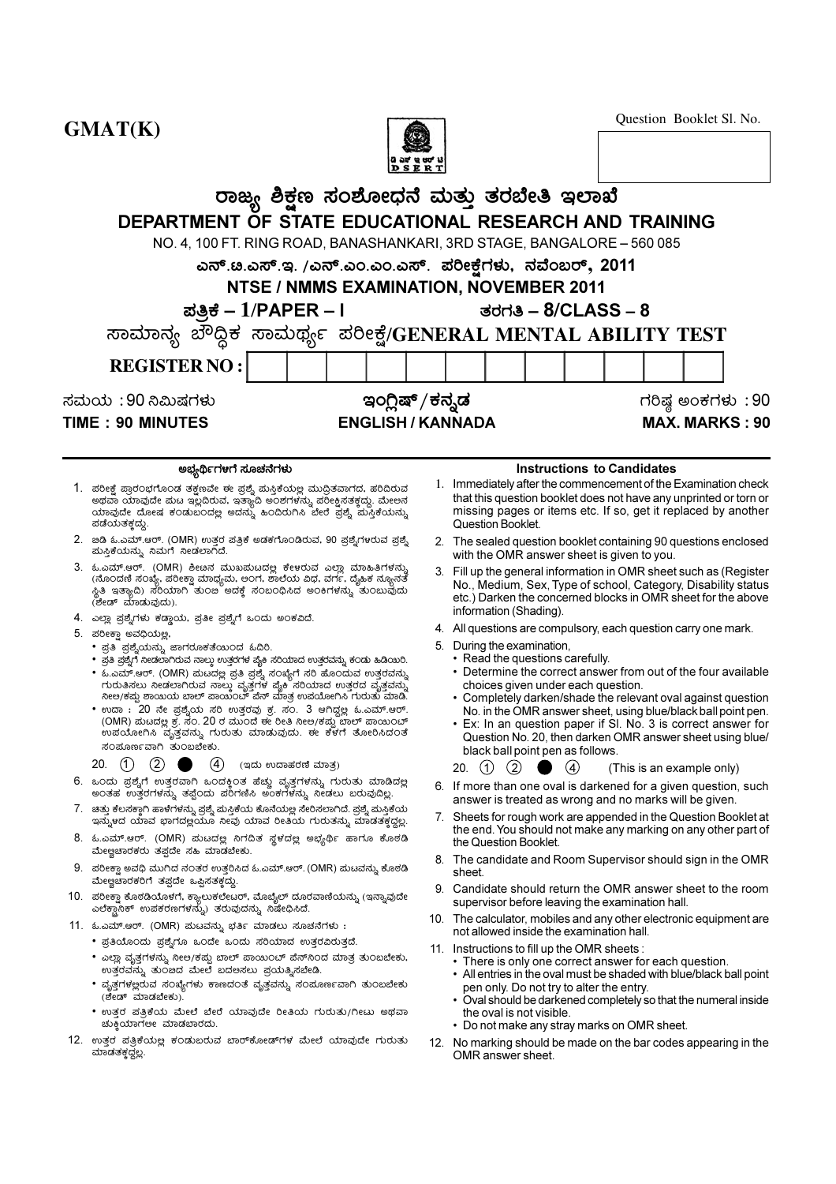GMAT(K)

Question Booklet Sl. No.

# ರಾಜ್ಯ ಶಿಕ್ಷಣ ಸಂಶೋಧನೆ ಮತ್ತು ತರಬೇತಿ ಇಲಾಖೆ

# DEPARTMENT OF STATE EDUCATIONAL RESEARCH AND TRAINING

NO. 4, 100 FT. RING ROAD, BANASHANKARI, 3RD STAGE, BANGALORE – 560 085

## ಎನ್.ಟಿ.ಎಸ್.ಇ. /ಎನ್.ಎಂ.ಎಂ.ಎಸ್. ಪರೀಕ್ಷೆಗಳು, ನವೆಂಬರ್, 2011

## NTSE / NMMS EXAMINATION, NOVEMBER 2011

**ಪತ್ರಿಕೆ – 1/PAPER – I** **ತರಗತಿ – 8/CLASS – 8**

## ಸಾಮಾನ್ಯ ಬೌದ್ಧಿಕ ಸಾಮರ್ಥ್ಯ ಪರೀಕ್ಷೆ/GENERAL MENTAL ABILITY TEST

**REGISTER NO :**

| ಸಮಯ : 90 ನಿಮಿಷಗಳು | ಇಂಗ್ಲಿಷ್ / ಕನ್ನಡ | ಗರಿಷ್ಠ ಅಂಕಗಳು : 90 |
|---|---|---|
| **TIME : 90 MINUTES** | **ENGLISH / KANNADA** | **MAX. MARKS : 90** |

### ಅಭ್ಯರ್ಥಿಗಳಿಗೆ ಸೂಚನೆಗಳು

1. ಪರೀಕ್ಷೆ ಪ್ರಾರಂಭಗೊಂಡ ತಕ್ಷಣವೇ ಈ ಪ್ರಶ್ನೆ ಪುಸ್ತಿಕೆಯಲ್ಲಿ ಮುದ್ರಿತವಾಗದ, ಹರಿದಿರುವ ಅಥವಾ ಯಾವುದೇ ಪುಟ ಇಲ್ಲದಿರುವ, ಇತ್ಯಾದಿ ಅಂಶಗಳನ್ನು ಪರೀಕ್ಷಿಸತಕ್ಕದ್ದು. ಮೇಲಿನ ಯಾವುದೇ ದೋಷ ಕಂಡುಬಂದಲ್ಲಿ ಅದನ್ನು ಹಿಂದಿರುಗಿಸಿ ಬೇರೆ ಪ್ರಶ್ನೆ ಪುಸ್ತಿಕೆಯನ್ನು ಪಡೆಯತಕ್ಕದ್ದು.
2. ಜತೆ ಓ.ಎಮ್.ಆರ್. (OMR) ಉತ್ತರ ಪತ್ರಿಕೆ ಅಡಕಗೊಂಡಿರುವ, 90 ಪ್ರಶ್ನೆಗಳಿರುವ ಪ್ರಶ್ನೆ ಪುಸ್ತಿಕೆಯನ್ನು ನಿಮಗೆ ನೀಡಲಾಗಿದೆ.
3. ಓ.ಎಮ್.ಆರ್. (OMR) ಶೀಟಿನ ಮುಖಪುಟದಲ್ಲಿ ಕೇಳಲಾದ ಎಲ್ಲಾ ಮಾಹಿತಿಗಳನ್ನು (ನೊಂದಣಿ ಸಂಖ್ಯೆ, ಪರೀಕ್ಷಾ ಮಾಧ್ಯಮ, ಲಿಂಗ, ಶಾಲೆಯ ವಿಧ, ವರ್ಗ, ದೈಹಿಕ ನ್ಯೂನತೆ ಸ್ಥಿತಿ ಇತ್ಯಾದಿ) ಸರಿಯಾಗಿ ತುಂಬಿ ಅದಕ್ಕೆ ಸಂಬಂಧಿಸಿದ ಅಂಕಿಗಳನ್ನು ತುಂಬುವುದು (ಶೇಡ್ ಮಾಡುವುದು).
4. ಎಲ್ಲಾ ಪ್ರಶ್ನೆಗಳು ಕಡ್ಡಾಯ, ಪ್ರತೀ ಪ್ರಶ್ನೆಗೆ ಒಂದು ಅಂಕವಿದೆ.
5. ಪರೀಕ್ಷಾ ಅವಧಿಯಲ್ಲಿ,
   - ಪ್ರತಿ ಪ್ರಶ್ನೆಯನ್ನು ಜಾಗರೂಕತೆಯಿಂದ ಓದಿರಿ.
   - ಪ್ರತಿ ಪ್ರಶ್ನೆಗೆ ನೀಡಲಾಗಿರುವ ನಾಲ್ಕು ಉತ್ತರಗಳ ಪೈಕಿ ಸರಿಯಾದ ಉತ್ತರವನ್ನು ಕಂಡು ಹಿಡಿಯಿರಿ.
   - ಓ.ಎಮ್.ಆರ್. (OMR) ಪುಟದಲ್ಲಿ ಪ್ರತಿ ಪ್ರಶ್ನೆ ಸಂಖ್ಯೆಗೆ ಸರಿ ಹೊಂದುವ ಉತ್ತರವನ್ನು ಗುರುತಿಸಲು ನೀಡಲಾಗಿರುವ ನಾಲ್ಕು ವೃತ್ತಗಳ ಪೈಕಿ ಸರಿಯಾದ ಉತ್ತರದ ವೃತ್ತವನ್ನು ನೀಲಿ/ಕಪ್ಪು ಶಾಯಿಯ ಬಾಲ್ ಪಾಯಿಂಟ್ ಪೆನ್ ಮಾತ್ರ ಉಪಯೋಗಿಸಿ ಗುರುತು ಮಾಡಿ.
   - ಉದಾ : 20 ನೇ ಪ್ರಶ್ನೆಯ ಸರಿ ಉತ್ತರವು ಕ್ರ. ಸಂ. 3 ಆಗಿದ್ದಲ್ಲಿ ಓ.ಎಮ್.ಆರ್. (OMR) ಪುಟದಲ್ಲಿ ಕ್ರ. ಸಂ. 20 ರ ಮುಂದೆ ಈ ರೀತಿ ನೀಲಿ/ಕಪ್ಪು ಬಾಲ್ ಪಾಯಿಂಟ್ ಉಪಯೋಗಿಸಿ ವೃತ್ತವನ್ನು ಗುರುತು ಮಾಡುವುದು. ಈ ಕೆಳಗೆ ತೋರಿಸಿದಂತೆ ಸಂಪೂರ್ಣವಾಗಿ ತುಂಬಬೇಕು.

   20. ① ② ● ④ (ಇದು ಉದಾಹರಣೆ ಮಾತ್ರ)
6. ಒಂದು ಪ್ರಶ್ನೆಗೆ ಉತ್ತರವಾಗಿ ಒಂದಕ್ಕಿಂತ ಹೆಚ್ಚು ವೃತ್ತಗಳನ್ನು ಗುರುತು ಮಾಡಿದಲ್ಲಿ ಅಂತಹ ಉತ್ತರಗಳನ್ನು ತಪ್ಪೆಂದು ಪರಿಗಣಿಸಿ ಅಂಕಗಳನ್ನು ನೀಡಲು ಬರುವುದಿಲ್ಲ.
7. ಚಿತ್ತು ಕೆಲಸಕ್ಕಾಗಿ ಹಾಳೆಗಳನ್ನು ಪ್ರಶ್ನೆ ಪುಸ್ತಿಕೆಯ ಕೊನೆಯಲ್ಲಿ ಸೇರಿಸಲಾಗಿದೆ. ಪ್ರಶ್ನೆ ಪುಸ್ತಿಕೆಯ ಇನ್ನುಳಿದ ಯಾವ ಭಾಗದಲ್ಲಿಯೂ ನೀವು ಯಾವ ರೀತಿಯ ಗುರುತನ್ನು ಮಾಡತಕ್ಕದ್ದಲ್ಲ.
8. ಓ.ಎಮ್.ಆರ್. (OMR) ಪುಟದಲ್ಲಿ ನಿಗದಿತ ಸ್ಥಳದಲ್ಲಿ ಅಭ್ಯರ್ಥಿ ಹಾಗೂ ಕೊಠಡಿ ಮೇಲ್ವಿಚಾರಕರು ತಪ್ಪದೇ ಸಹಿ ಮಾಡಬೇಕು.
9. ಪರೀಕ್ಷಾ ಅವಧಿ ಮುಗಿದ ನಂತರ ಉತ್ತರಿಸಿದ ಓ.ಎಮ್.ಆರ್. (OMR) ಪುಟವನ್ನು ಕೊಠಡಿ ಮೇಲ್ವಿಚಾರಕರಿಗೆ ತಪ್ಪದೇ ಒಪ್ಪಿಸತಕ್ಕದ್ದು.
10. ಪರೀಕ್ಷಾ ಕೊಠಡಿಯೊಳಗೆ, ಕ್ಯಾಲುಕಲೇಟರ್, ಮೊಬೈಲ್ ದೂರವಾಣಿಯನ್ನು (ಇನ್ನಾವುದೇ ಎಲೆಕ್ಟ್ರಾನಿಕ್ ಉಪಕರಣಗಳನ್ನು) ತರುವುದನ್ನು ನಿಷೇಧಿಸಿದೆ.
11. ಓ.ಎಮ್.ಆರ್. (OMR) ಪುಟವನ್ನು ಭರ್ತಿ ಮಾಡಲು ಸೂಚನೆಗಳು :
    - ಪ್ರತಿಯೊಂದು ಪ್ರಶ್ನೆಗೂ ಒಂದೇ ಒಂದು ಸರಿಯಾದ ಉತ್ತರವಿರುತ್ತದೆ.
    - ಎಲ್ಲಾ ವೃತ್ತಗಳನ್ನು ನೀಲಿ/ಕಪ್ಪು ಬಾಲ್ ಪಾಯಿಂಟ್ ಪೆನ್‌ನಿಂದ ಮಾತ್ರ ತುಂಬಬೇಕು, ಉತ್ತರವನ್ನು ತುಂಬಿದ ಮೇಲೆ ಬದಲಿಸಲು ಪ್ರಯತ್ನಿಸಬೇಡಿ.
    - ವೃತ್ತಗಳಲ್ಲಿರುವ ಸಂಖ್ಯೆಗಳು ಕಾಣದಂತೆ ವೃತ್ತವನ್ನು ಸಂಪೂರ್ಣವಾಗಿ ತುಂಬಬೇಕು (ಶೇಡ್ ಮಾಡಬೇಕು).
    - ಉತ್ತರ ಪತ್ರಿಕೆಯ ಮೇಲೆ ಬೇರೆ ಯಾವುದೇ ರೀತಿಯ ಗುರುತು/ಗೀಟು ಅಥವಾ ಚುಕ್ಕಿಯಾಗಲೀ ಮಾಡಬಾರದು.
12. ಉತ್ತರ ಪತ್ರಿಕೆಯಲ್ಲಿ ಕಂಡುಬರುವ ಬಾರ್‌ಕೋಡ್‌ಗಳ ಮೇಲೆ ಯಾವುದೇ ಗುರುತು ಮಾಡತಕ್ಕದ್ದಲ್ಲ.

### Instructions to Candidates

1. Immediately after the commencement of the Examination check that this question booklet does not have any unprinted or torn or missing pages or items etc. If so, get it replaced by another Question Booklet.
2. The sealed question booklet containing 90 questions enclosed with the OMR answer sheet is given to you.
3. Fill up the general information in OMR sheet such as (Register No., Medium, Sex, Type of school, Category, Disability status etc.) Darken the concerned blocks in OMR sheet for the above information (Shading).
4. All questions are compulsory, each question carry one mark.
5. During the examination,
   - Read the questions carefully.
   - Determine the correct answer from out of the four available choices given under each question.
   - Completely darken/shade the relevant oval against question No. in the OMR answer sheet, using blue/black ball point pen.
   - Ex: In an question paper if Sl. No. 3 is correct answer for Question No. 20, then darken OMR answer sheet using blue/black ball point pen as follows.

   20. ① ② ● ④ (This is an example only)
6. If more than one oval is darkened for a given question, such answer is treated as wrong and no marks will be given.
7. Sheets for rough work are appended in the Question Booklet at the end. You should not make any marking on any other part of the Question Booklet.
8. The candidate and Room Supervisor should sign in the OMR sheet.
9. Candidate should return the OMR answer sheet to the room supervisor before leaving the examination hall.
10. The calculator, mobiles and any other electronic equipment are not allowed inside the examination hall.
11. Instructions to fill up the OMR sheets :
    - There is only one correct answer for each question.
    - All entries in the oval must be shaded with blue/black ball point pen only. Do not try to alter the entry.
    - Oval should be darkened completely so that the numeral inside the oval is not visible.
    - Do not make any stray marks on OMR sheet.
12. No marking should be made on the bar codes appearing in the OMR answer sheet.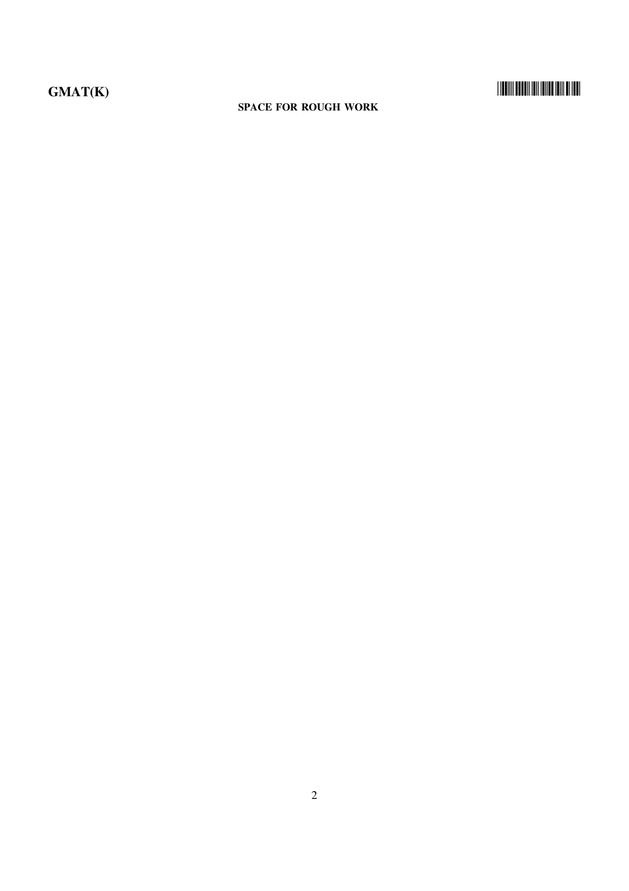**SPACE FOR ROUGH WORK**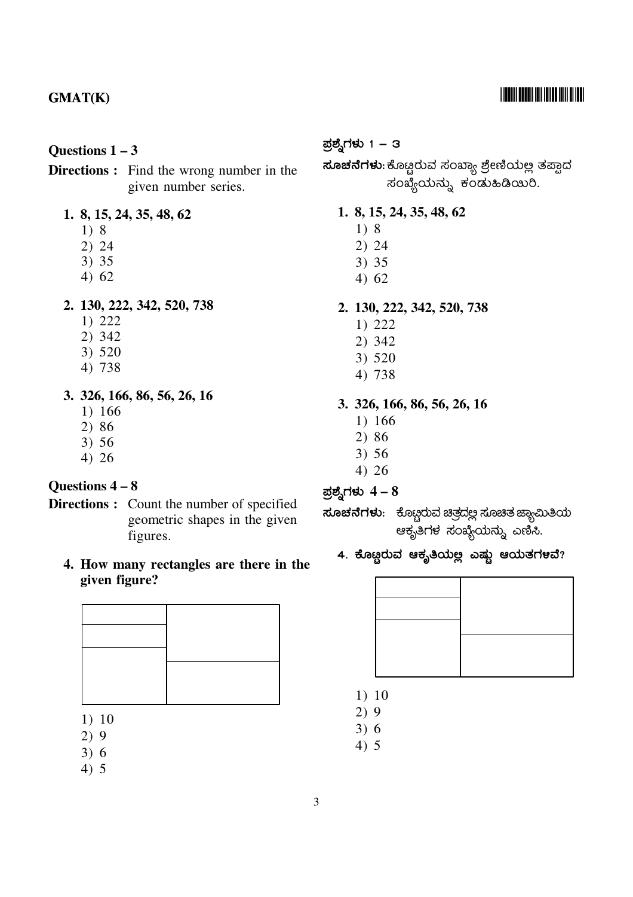## Questions 1 – 3

**Directions :** Find the wrong number in the given number series.

**1. 8, 15, 24, 35, 48, 62**

1) 8
2) 24
3) 35
4) 62

**2. 130, 222, 342, 520, 738**

1) 222
2) 342
3) 520
4) 738

**3. 326, 166, 86, 56, 26, 16**

1) 166
2) 86
3) 56
4) 26

## Questions 4 – 8

**Directions :** Count the number of specified geometric shapes in the given figures.

**4. How many rectangles are there in the given figure?**

1) 10
2) 9
3) 6
4) 5

## ಪ್ರಶ್ನೆಗಳು 1 – 3

**ಸೂಚನೆಗಳು:** ಕೊಟ್ಟಿರುವ ಸಂಖ್ಯಾ ಶ್ರೇಣಿಯಲ್ಲಿ ತಪ್ಪಾದ ಸಂಖ್ಯೆಯನ್ನು ಕಂಡುಹಿಡಿಯಿರಿ.

**1. 8, 15, 24, 35, 48, 62**

1) 8
2) 24
3) 35
4) 62

**2. 130, 222, 342, 520, 738**

1) 222
2) 342
3) 520
4) 738

**3. 326, 166, 86, 56, 26, 16**

1) 166
2) 86
3) 56
4) 26

## ಪ್ರಶ್ನೆಗಳು 4 – 8

**ಸೂಚನೆಗಳು:** ಕೊಟ್ಟಿರುವ ಚಿತ್ರದಲ್ಲಿ ಸೂಚಿತ ಜ್ಯಾಮಿತಿಯ ಆಕೃತಿಗಳ ಸಂಖ್ಯೆಯನ್ನು ಎಣಿಸಿ.

**4. ಕೊಟ್ಟಿರುವ ಆಕೃತಿಯಲ್ಲಿ ಎಷ್ಟು ಆಯತಗಳಿವೆ?**

1) 10
2) 9
3) 6
4) 5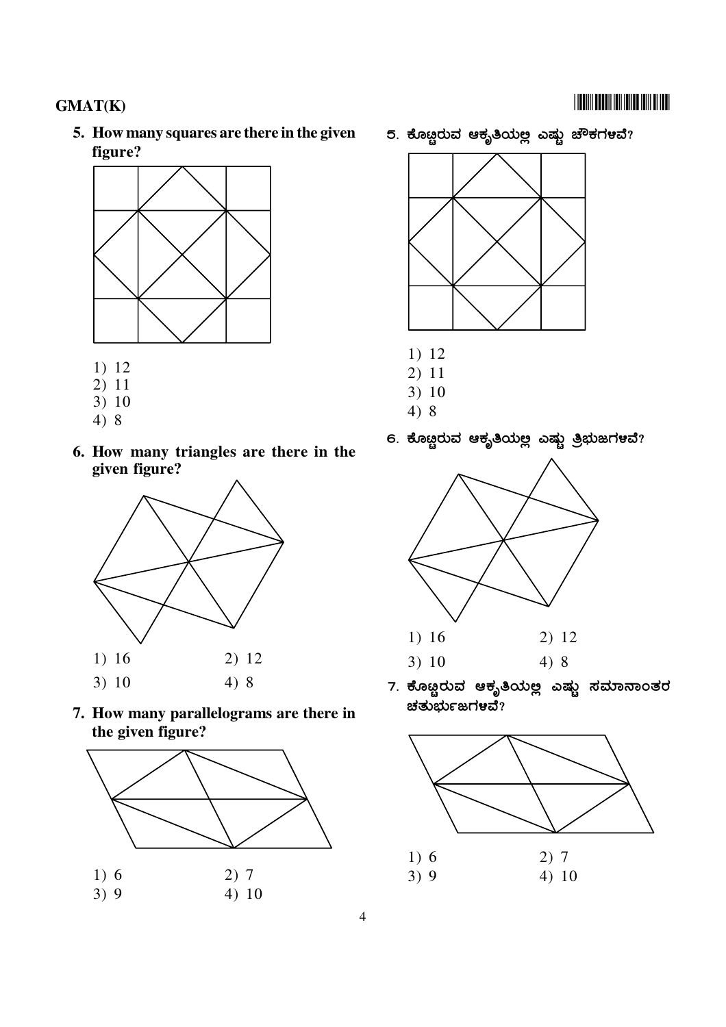5. **How many squares are there in the given figure?**

1) 12
2) 11
3) 10
4) 8

6. **How many triangles are there in the given figure?**

1) 16
2) 12
3) 10
4) 8

7. **How many parallelograms are there in the given figure?**

1) 6
2) 7
3) 9
4) 10

5. ಕೊಟ್ಟಿರುವ ಆಕೃತಿಯಲ್ಲಿ ಎಷ್ಟು ಚೌಕಗಳವೆ?

1) 12
2) 11
3) 10
4) 8

6. ಕೊಟ್ಟಿರುವ ಆಕೃತಿಯಲ್ಲಿ ಎಷ್ಟು ತ್ರಿಭುಜಗಳವೆ?

1) 16
2) 12
3) 10
4) 8

7. ಕೊಟ್ಟಿರುವ ಆಕೃತಿಯಲ್ಲಿ ಎಷ್ಟು ಸಮಾನಾಂತರ ಚತುರ್ಭುಜಗಳವೆ?

1) 6
2) 7
3) 9
4) 10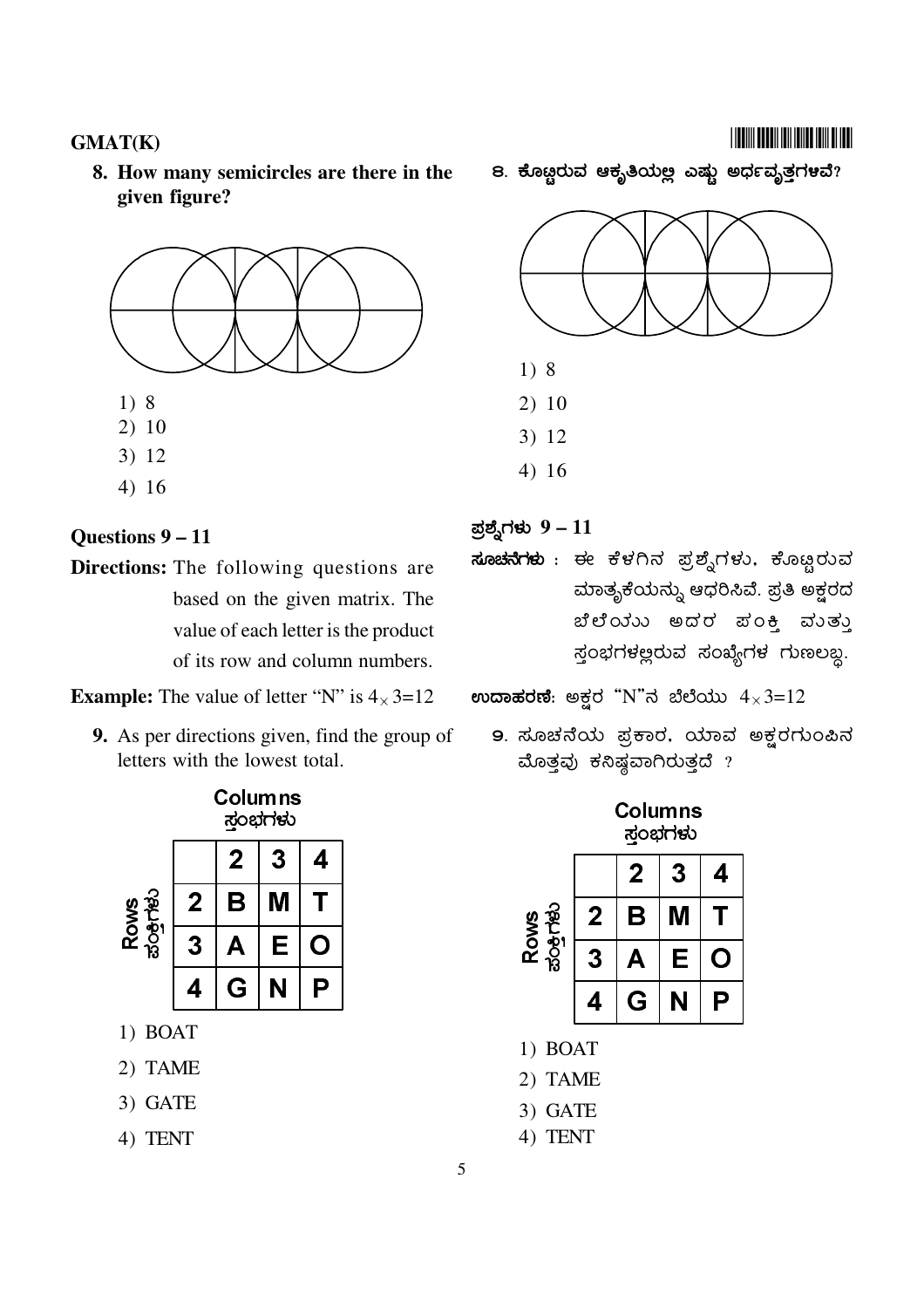**8. How many semicircles are there in the given figure?**

1) 8
2) 10
3) 12
4) 16

**೮. ಕೊಟ್ಟಿರುವ ಆಕೃತಿಯಲ್ಲಿ ಎಷ್ಟು ಅರ್ಧವೃತ್ತಗಳಿವೆ?**

1) 8
2) 10
3) 12
4) 16

### Questions 9 – 11

**Directions:** The following questions are based on the given matrix. The value of each letter is the product of its row and column numbers.

**Example:** The value of letter "N" is $4 \times 3 = 12$

**9.** As per directions given, find the group of letters with the lowest total.

**Columns**

ಸ್ತಂಭಗಳು

| Rows ಪಂಕ್ತಿಗಳು | 2 | 3 | 4 |
|---|---|---|---|
| 2 | B | M | T |
| 3 | A | E | O |
| 4 | G | N | P |

1) BOAT
2) TAME
3) GATE
4) TENT

### ಪ್ರಶ್ನೆಗಳು 9 – 11

**ಸೂಚನೆಗಳು :** ಈ ಕೆಳಗಿನ ಪ್ರಶ್ನೆಗಳು, ಕೊಟ್ಟಿರುವ ಮಾತೃಕೆಯನ್ನು ಆಧರಿಸಿವೆ. ಪ್ರತಿ ಅಕ್ಷರದ ಬೆಲೆಯು ಅದರ ಪಂಕ್ತಿ ಮತ್ತು ಸ್ತಂಭಗಳಲ್ಲಿರುವ ಸಂಖ್ಯೆಗಳ ಗುಣಲಬ್ಧ.

**ಉದಾಹರಣೆ:** ಅಕ್ಷರ "N"ನ ಬೆಲೆಯು $4 \times 3 = 12$

**೯.** ಸೂಚನೆಯ ಪ್ರಕಾರ, ಯಾವ ಅಕ್ಷರಗುಂಪಿನ ಮೊತ್ತವು ಕನಿಷ್ಠವಾಗಿರುತ್ತದೆ ?

**Columns**

ಸ್ತಂಭಗಳು

| Rows ಪಂಕ್ತಿಗಳು | 2 | 3 | 4 |
|---|---|---|---|
| 2 | B | M | T |
| 3 | A | E | O |
| 4 | G | N | P |

1) BOAT
2) TAME
3) GATE
4) TENT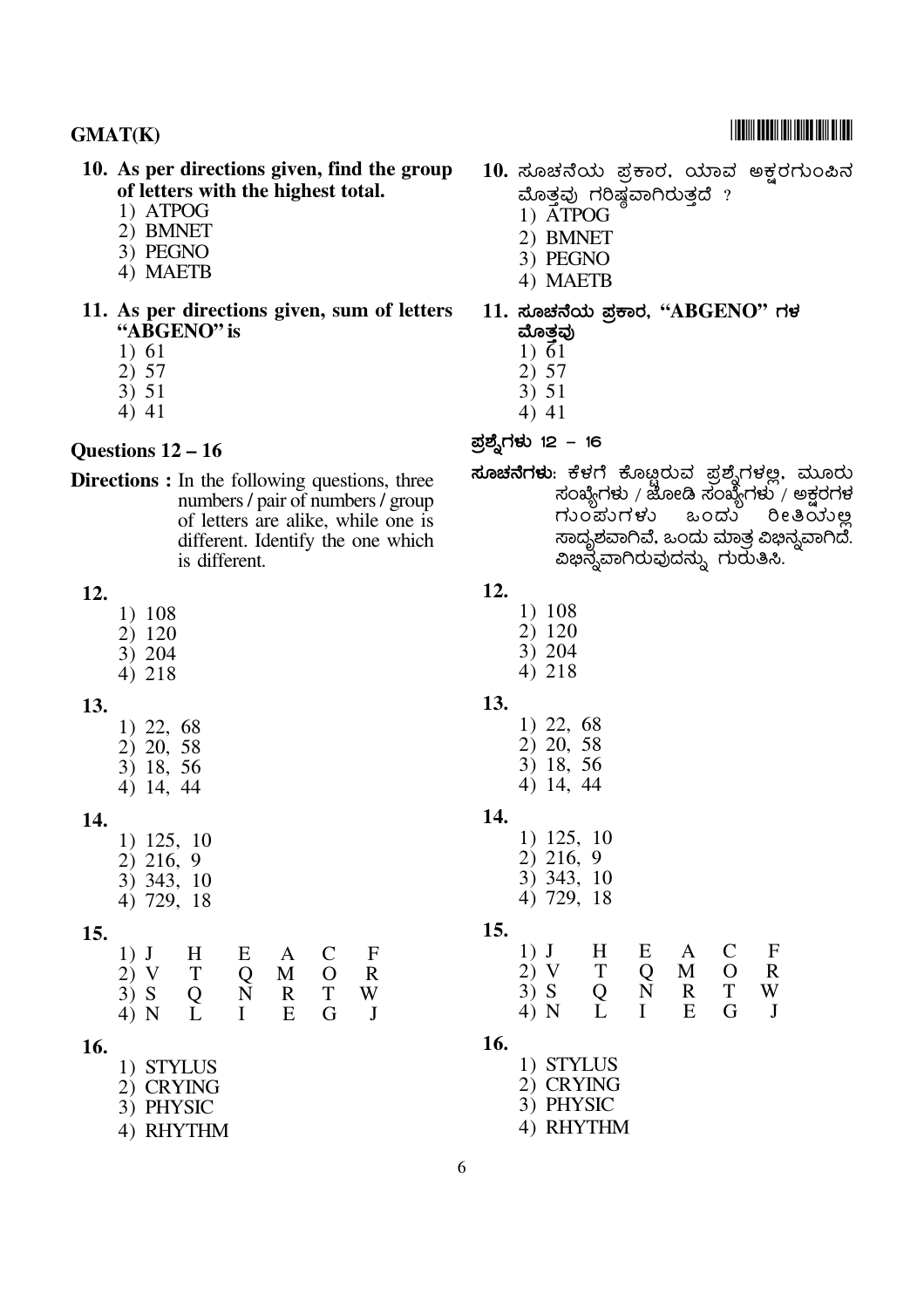**10. As per directions given, find the group of letters with the highest total.**

1) ATPOG
2) BMNET
3) PEGNO
4) MAETB

**11. As per directions given, sum of letters "ABGENO" is**

1) 61
2) 57
3) 51
4) 41

## Questions 12 – 16

**Directions :** In the following questions, three numbers / pair of numbers / group of letters are alike, while one is different. Identify the one which is different.

**12.**

1) 108
2) 120
3) 204
4) 218

**13.**

1) 22, 68
2) 20, 58
3) 18, 56
4) 14, 44

**14.**

1) 125, 10
2) 216, 9
3) 343, 10
4) 729, 18

**15.**

1) J H E A C F
2) V T Q M O R
3) S Q N R T W
4) N L I E G J

**16.**

1) STYLUS
2) CRYING
3) PHYSIC
4) RHYTHM

**10.** ಸೂಚನೆಯ ಪ್ರಕಾರ, ಯಾವ ಅಕ್ಷರಗುಂಪಿನ ಮೊತ್ತವು ಗರಿಷ್ಠವಾಗಿರುತ್ತದೆ ?

1) ATPOG
2) BMNET
3) PEGNO
4) MAETB

**11. ಸೂಚನೆಯ ಪ್ರಕಾರ, "ABGENO" ಗಳ ಮೊತ್ತವು**

1) 61
2) 57
3) 51
4) 41

## ಪ್ರಶ್ನೆಗಳು 12 – 16

**ಸೂಚನೆಗಳು:** ಕೆಳಗೆ ಕೊಟ್ಟಿರುವ ಪ್ರಶ್ನೆಗಳಲ್ಲಿ, ಮೂರು ಸಂಖ್ಯೆಗಳು / ಜೋಡಿ ಸಂಖ್ಯೆಗಳು / ಅಕ್ಷರಗಳ ಗುಂಪುಗಳು ಒಂದು ರೀತಿಯಲ್ಲಿ ಸಾದೃಶವಾಗಿವೆ, ಒಂದು ಮಾತ್ರ ವಿಭಿನ್ನವಾಗಿದೆ. ವಿಭಿನ್ನವಾಗಿರುವುದನ್ನು ಗುರುತಿಸಿ.

**12.**

1) 108
2) 120
3) 204
4) 218

**13.**

1) 22, 68
2) 20, 58
3) 18, 56
4) 14, 44

**14.**

1) 125, 10
2) 216, 9
3) 343, 10
4) 729, 18

**15.**

1) J H E A C F
2) V T Q M O R
3) S Q N R T W
4) N L I E G J

**16.**

1) STYLUS
2) CRYING
3) PHYSIC
4) RHYTHM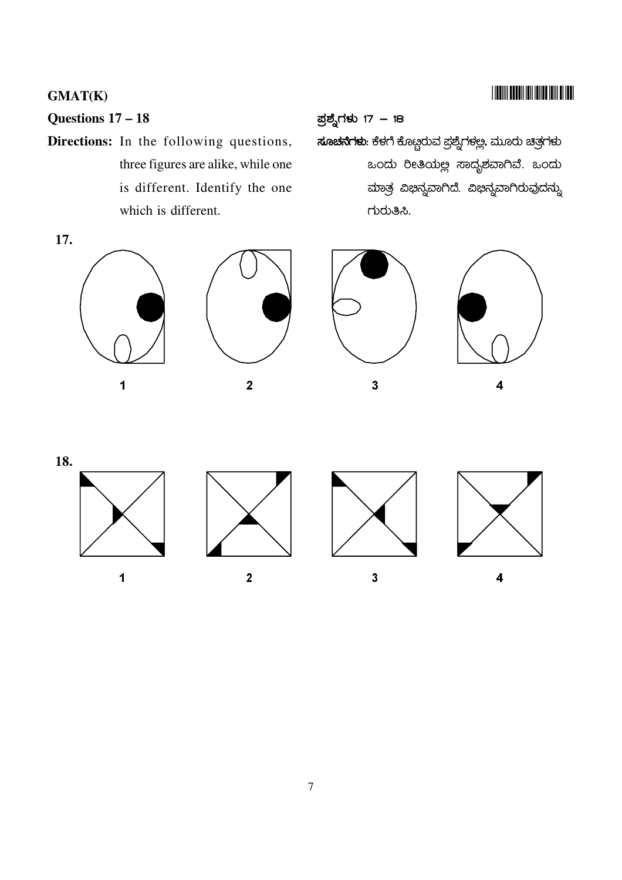**Questions 17 – 18**

**Directions:** In the following questions, three figures are alike, while one is different. Identify the one which is different.

**ಪ್ರಶ್ನೆಗಳು 17 – 18**

**ಸೂಚನೆಗಳು**: ಕೆಳಗೆ ಕೊಟ್ಟಿರುವ ಪ್ರಶ್ನೆಗಳಲ್ಲಿ, ಮೂರು ಚಿತ್ರಗಳು ಒಂದು ರೀತಿಯಲ್ಲಿ ಸಾದೃಶವಾಗಿವೆ. ಒಂದು ಮಾತ್ರ ವಿಭಿನ್ನವಾಗಿದೆ. ವಿಭಿನ್ನವಾಗಿರುವುದನ್ನು ಗುರುತಿಸಿ.

**17.**

1 &nbsp;&nbsp;&nbsp;&nbsp; 2 &nbsp;&nbsp;&nbsp;&nbsp; 3 &nbsp;&nbsp;&nbsp;&nbsp; 4

**18.**

1 &nbsp;&nbsp;&nbsp;&nbsp; 2 &nbsp;&nbsp;&nbsp;&nbsp; 3 &nbsp;&nbsp;&nbsp;&nbsp; 4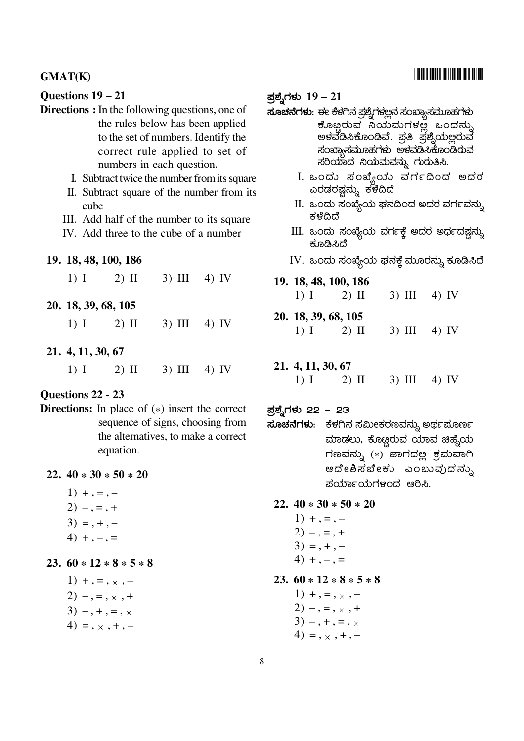**GMAT(K)**

### Questions 19 – 21

**Directions :** In the following questions, one of the rules below has been applied to the set of numbers. Identify the correct rule applied to set of numbers in each question.

I. Subtract twice the number from its square

II. Subtract square of the number from its cube

III. Add half of the number to its square

IV. Add three to the cube of a number

**19. 18, 48, 100, 186**

1) I  2) II  3) III  4) IV

**20. 18, 39, 68, 105**

1) I  2) II  3) III  4) IV

**21. 4, 11, 30, 67**

1) I  2) II  3) III  4) IV

### Questions 22 - 23

**Directions:** In place of (*) insert the correct sequence of signs, choosing from the alternatives, to make a correct equation.

**22. 40 * 30 * 50 * 20**

1) + , = , –
2) – , = , +
3) = , + , –
4) + , – , =

**23. 60 * 12 * 8 * 5 * 8**

1) + , = , × , –
2) – , = , × , +
3) – , + , = , ×
4) = , × , + , –

### ಪ್ರಶ್ನೆಗಳು 19 – 21

**ಸೂಚನೆಗಳು:** ಈ ಕೆಳಗಿನ ಪ್ರಶ್ನೆಗಳಲ್ಲಿನ ಸಂಖ್ಯಾಸಮೂಹಗಳು ಕೊಟ್ಟಿರುವ ನಿಯಮಗಳಲ್ಲಿ ಒಂದನ್ನು ಅಳವಡಿಸಿಕೊಂಡಿವೆ. ಪ್ರತಿ ಪ್ರಶ್ನೆಯಲ್ಲಿರುವ ಸಂಖ್ಯಾಸಮೂಹಗಳು ಅಳವಡಿಸಿಕೊಂಡಿರುವ ಸರಿಯಾದ ನಿಯಮವನ್ನು ಗುರುತಿಸಿ.

I. ಒಂದು ಸಂಖ್ಯೆಯ ವರ್ಗದಿಂದ ಅದರ ಎರಡರಷ್ಟನ್ನು ಕಳೆದಿದೆ

II. ಒಂದು ಸಂಖ್ಯೆಯ ಘನದಿಂದ ಅದರ ವರ್ಗವನ್ನು ಕಳೆದಿದೆ

III. ಒಂದು ಸಂಖ್ಯೆಯ ವರ್ಗಕ್ಕೆ ಅದರ ಅರ್ಧದಷ್ಟನ್ನು ಕೂಡಿಸಿದೆ

IV. ಒಂದು ಸಂಖ್ಯೆಯ ಘನಕ್ಕೆ ಮೂರನ್ನು ಕೂಡಿಸಿದೆ

**19. 18, 48, 100, 186**

1) I  2) II  3) III  4) IV

**20. 18, 39, 68, 105**

1) I  2) II  3) III  4) IV

**21. 4, 11, 30, 67**

1) I  2) II  3) III  4) IV

### ಪ್ರಶ್ನೆಗಳು 22 – 23

**ಸೂಚನೆಗಳು:** ಕೆಳಗಿನ ಸಮೀಕರಣವನ್ನು ಅರ್ಥಪೂರ್ಣ ಮಾಡಲು, ಕೊಟ್ಟಿರುವ ಯಾವ ಚಿಹ್ನೆಯ ಗಣವನ್ನು (*) ಜಾಗದಲ್ಲಿ ಕ್ರಮವಾಗಿ ಆದೇಶಿಸಬೇಕು ಎಂಬುವುದನ್ನು ಪರ್ಯಾಯಗಳಿಂದ ಆರಿಸಿ.

**22. 40 * 30 * 50 * 20**

1) + , = , –
2) – , = , +
3) = , + , –
4) + , – , =

**23. 60 * 12 * 8 * 5 * 8**

1) + , = , × , –
2) – , = , × , +
3) – , + , = , ×
4) = , × , + , –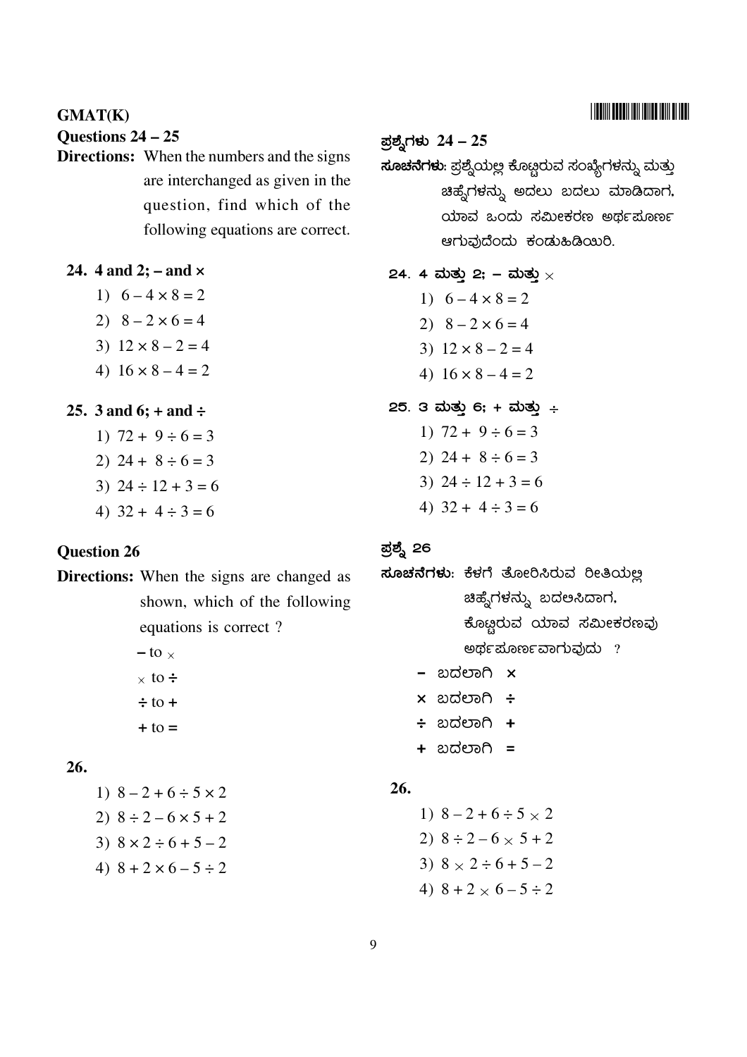## Questions 24 – 25

**Directions:** When the numbers and the signs are interchanged as given in the question, find which of the following equations are correct.

**24. 4 and 2; – and ×**

1) $6 - 4 \times 8 = 2$
2) $8 - 2 \times 6 = 4$
3) $12 \times 8 - 2 = 4$
4) $16 \times 8 - 4 = 2$

**25. 3 and 6; + and ÷**

1) $72 + 9 \div 6 = 3$
2) $24 + 8 \div 6 = 3$
3) $24 \div 12 + 3 = 6$
4) $32 + 4 \div 3 = 6$

## Question 26

**Directions:** When the signs are changed as shown, which of the following equations is correct ?

**–** to ×
× to **÷**
**÷** to **+**
**+** to **=**

**26.**

1) $8 - 2 + 6 \div 5 \times 2$
2) $8 \div 2 - 6 \times 5 + 2$
3) $8 \times 2 \div 6 + 5 - 2$
4) $8 + 2 \times 6 - 5 \div 2$

## ಪ್ರಶ್ನೆಗಳು 24 – 25

**ಸೂಚನೆಗಳು:** ಪ್ರಶ್ನೆಯಲ್ಲಿ ಕೊಟ್ಟಿರುವ ಸಂಖ್ಯೆಗಳನ್ನು ಮತ್ತು ಚಿಹ್ನೆಗಳನ್ನು ಅದಲು ಬದಲು ಮಾಡಿದಾಗ, ಯಾವ ಒಂದು ಸಮೀಕರಣ ಅರ್ಥಪೂರ್ಣ ಆಗುವುದೆಂದು ಕಂಡುಹಿಡಿಯಿರಿ.

**24. 4 ಮತ್ತು 2; – ಮತ್ತು ×**

1) $6 - 4 \times 8 = 2$
2) $8 - 2 \times 6 = 4$
3) $12 \times 8 - 2 = 4$
4) $16 \times 8 - 4 = 2$

**25. 3 ಮತ್ತು 6; + ಮತ್ತು ÷**

1) $72 + 9 \div 6 = 3$
2) $24 + 8 \div 6 = 3$
3) $24 \div 12 + 3 = 6$
4) $32 + 4 \div 3 = 6$

## ಪ್ರಶ್ನೆ 26

**ಸೂಚನೆಗಳು:** ಕೆಳಗೆ ತೋರಿಸಿರುವ ರೀತಿಯಲ್ಲಿ ಚಿಹ್ನೆಗಳನ್ನು ಬದಲಿಸಿದಾಗ, ಕೊಟ್ಟಿರುವ ಯಾವ ಸಮೀಕರಣವು ಅರ್ಥಪೂರ್ಣವಾಗುವುದು ?

**–** ಬದಲಾಗಿ **×**
**×** ಬದಲಾಗಿ **÷**
**÷** ಬದಲಾಗಿ **+**
**+** ಬದಲಾಗಿ **=**

**26.**

1) $8 - 2 + 6 \div 5 \times 2$
2) $8 \div 2 - 6 \times 5 + 2$
3) $8 \times 2 \div 6 + 5 - 2$
4) $8 + 2 \times 6 - 5 \div 2$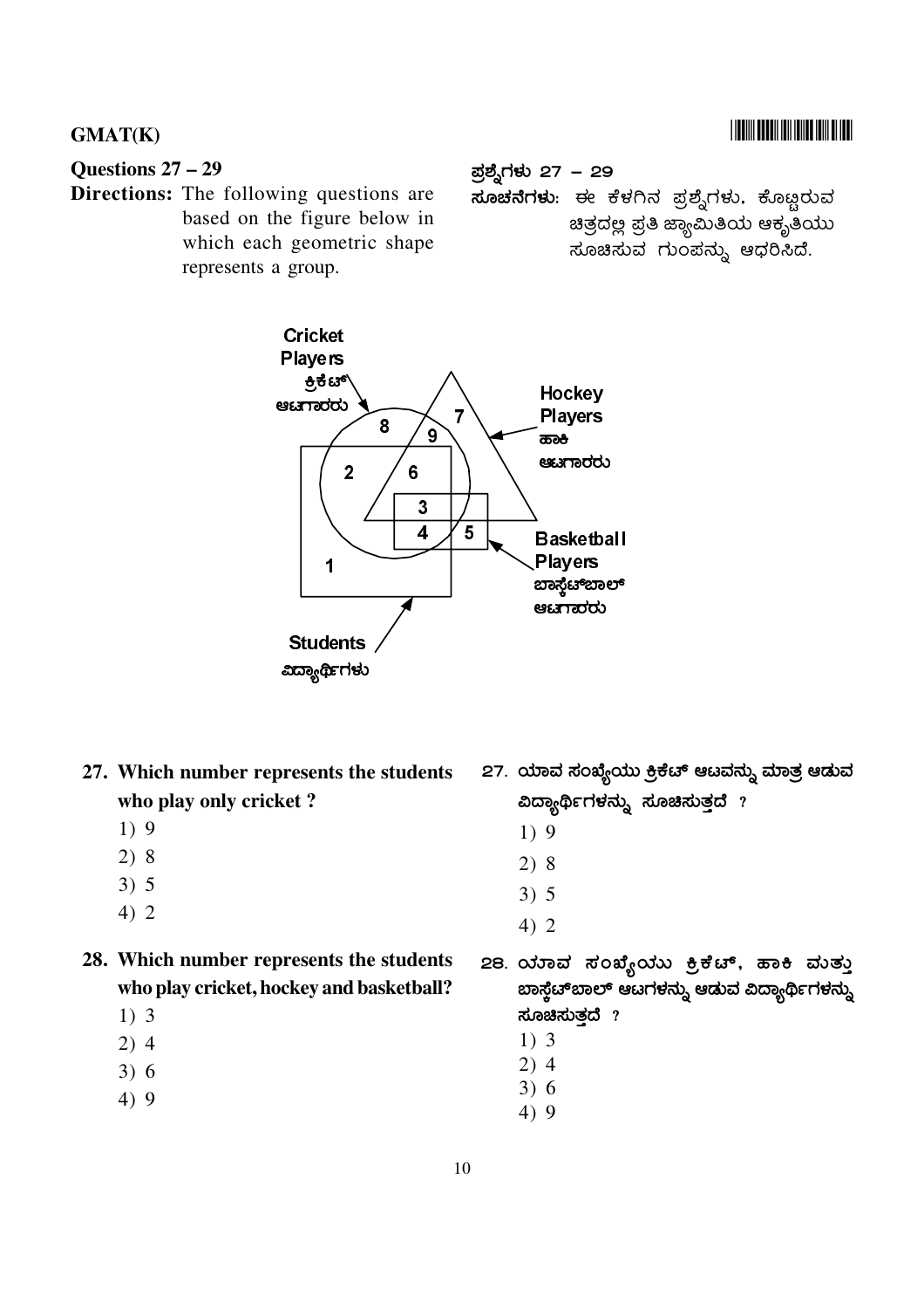**Questions 27 – 29**

**Directions:** The following questions are based on the figure below in which each geometric shape represents a group.

**ಪ್ರಶ್ನೆಗಳು 27 – 29**

**ಸೂಚನೆಗಳು:** ಈ ಕೆಳಗಿನ ಪ್ರಶ್ನೆಗಳು, ಕೊಟ್ಟಿರುವ ಚಿತ್ರದಲ್ಲಿ ಪ್ರತಿ ಜ್ಯಾಮಿತಿಯ ಆಕೃತಿಯು ಸೂಚಿಸುವ ಗುಂಪನ್ನು ಆಧರಿಸಿದೆ.

Cricket Players / ಕ್ರಿಕೆಟ್ ಆಟಗಾರರು

Hockey Players / ಹಾಕಿ ಆಟಗಾರರು

Basketball Players / ಬಾಸ್ಕೆಟ್‌ಬಾಲ್ ಆಟಗಾರರು

Students / ವಿದ್ಯಾರ್ಥಿಗಳು

1 2 3 4 5 6 7 8 9

**27. Which number represents the students who play only cricket ?**

1) 9
2) 8
3) 5
4) 2

**27. ಯಾವ ಸಂಖ್ಯೆಯು ಕ್ರಿಕೆಟ್ ಆಟವನ್ನು ಮಾತ್ರ ಆಡುವ ವಿದ್ಯಾರ್ಥಿಗಳನ್ನು ಸೂಚಿಸುತ್ತದೆ ?**

1) 9
2) 8
3) 5
4) 2

**28. Which number represents the students who play cricket, hockey and basketball?**

1) 3
2) 4
3) 6
4) 9

**28. ಯಾವ ಸಂಖ್ಯೆಯು ಕ್ರಿಕೆಟ್, ಹಾಕಿ ಮತ್ತು ಬಾಸ್ಕೆಟ್‌ಬಾಲ್ ಆಟಗಳನ್ನು ಆಡುವ ವಿದ್ಯಾರ್ಥಿಗಳನ್ನು ಸೂಚಿಸುತ್ತದೆ ?**

1) 3
2) 4
3) 6
4) 9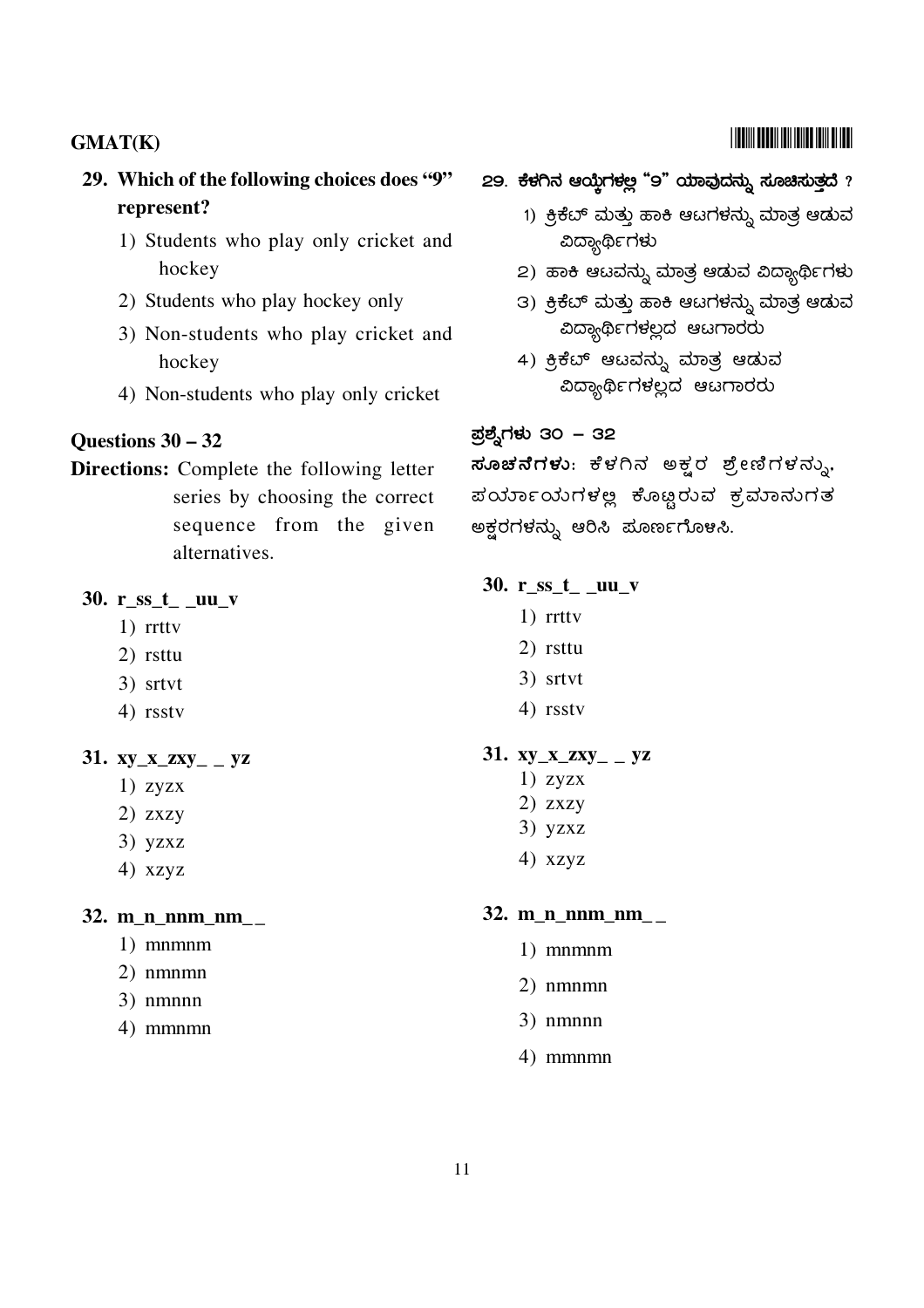**29. Which of the following choices does "9" represent?**

1) Students who play only cricket and hockey
2) Students who play hockey only
3) Non-students who play cricket and hockey
4) Non-students who play only cricket

**29. ಕೆಳಗಿನ ಆಯ್ಕೆಗಳಲ್ಲಿ "9" ಯಾವುದನ್ನು ಸೂಚಿಸುತ್ತದೆ ?**

1) ಕ್ರಿಕೆಟ್ ಮತ್ತು ಹಾಕಿ ಆಟಗಳನ್ನು ಮಾತ್ರ ಆಡುವ ವಿದ್ಯಾರ್ಥಿಗಳು
2) ಹಾಕಿ ಆಟವನ್ನು ಮಾತ್ರ ಆಡುವ ವಿದ್ಯಾರ್ಥಿಗಳು
3) ಕ್ರಿಕೆಟ್ ಮತ್ತು ಹಾಕಿ ಆಟಗಳನ್ನು ಮಾತ್ರ ಆಡುವ ವಿದ್ಯಾರ್ಥಿಗಳಲ್ಲದ ಆಟಗಾರರು
4) ಕ್ರಿಕೆಟ್ ಆಟವನ್ನು ಮಾತ್ರ ಆಡುವ ವಿದ್ಯಾರ್ಥಿಗಳಲ್ಲದ ಆಟಗಾರರು

## Questions 30 – 32

**Directions:** Complete the following letter series by choosing the correct sequence from the given alternatives.

## ಪ್ರಶ್ನೆಗಳು 30 – 32

**ಸೂಚನೆಗಳು:** ಕೆಳಗಿನ ಅಕ್ಷರ ಶ್ರೇಣಿಗಳನ್ನು, ಪರ್ಯಾಯಗಳಲ್ಲಿ ಕೊಟ್ಟಿರುವ ಕ್ರಮಾನುಗತ ಅಕ್ಷರಗಳನ್ನು ಆರಿಸಿ ಪೂರ್ಣಗೊಳಿಸಿ.

**30. r_ss_t_ _uu_v**

1) rrttv
2) rsttu
3) srtvt
4) rsstv

**31. xy_x_zxy_ _ yz**

1) zyzx
2) zxzy
3) yzxz
4) xzyz

**32. m_n_nnm_nm_ _**

1) mnmnm
2) nmnmn
3) nmnnn
4) mmnmn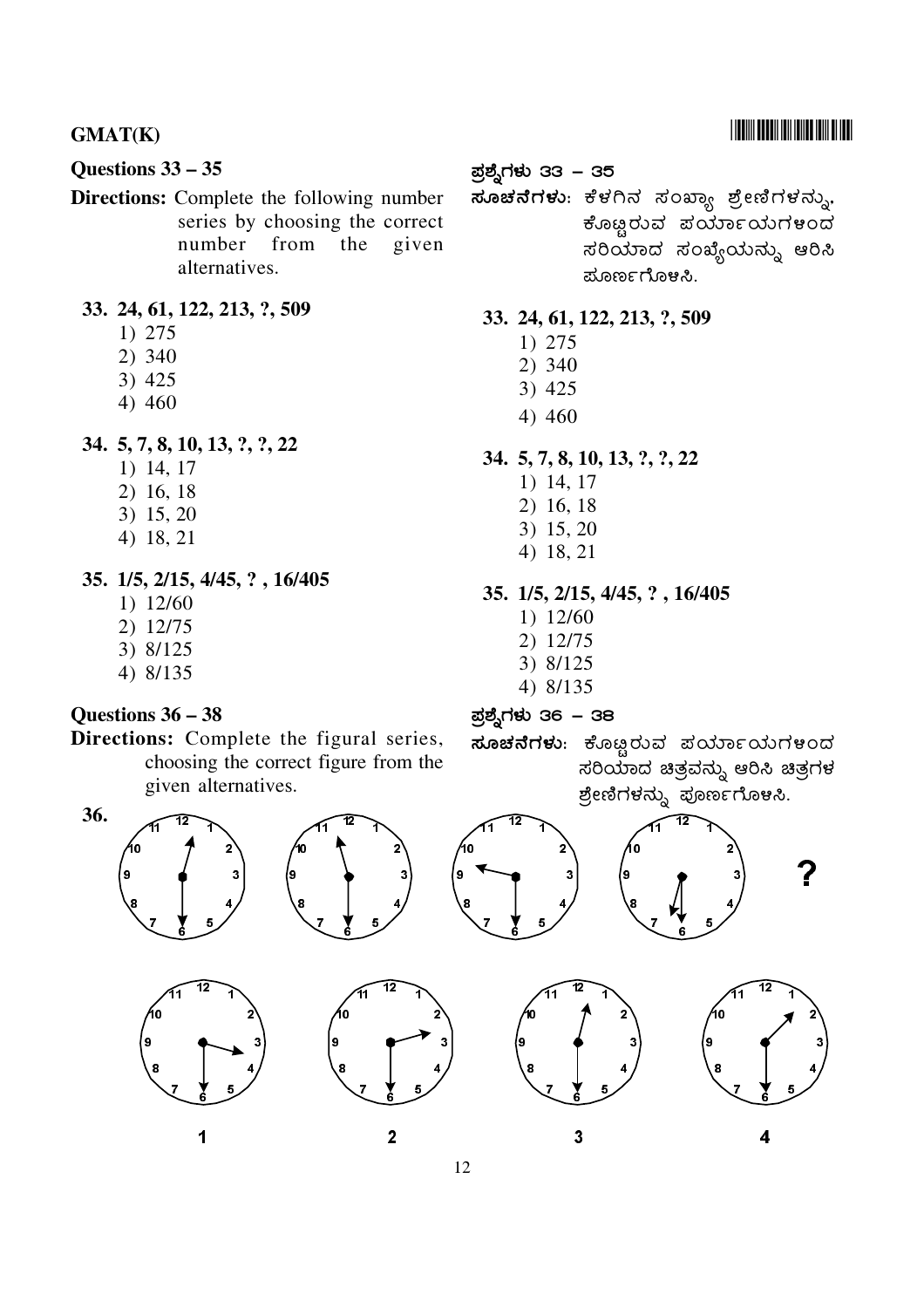**GMAT(K)**

### Questions 33 – 35

**Directions:** Complete the following number series by choosing the correct number from the given alternatives.

**33. 24, 61, 122, 213, ?, 509**

1) 275
2) 340
3) 425
4) 460

**34. 5, 7, 8, 10, 13, ?, ?, 22**

1) 14, 17
2) 16, 18
3) 15, 20
4) 18, 21

**35. 1/5, 2/15, 4/45, ? , 16/405**

1) 12/60
2) 12/75
3) 8/125
4) 8/135

### Questions 36 – 38

**Directions:** Complete the figural series, choosing the correct figure from the given alternatives.

### ಪ್ರಶ್ನೆಗಳು 33 – 35

**ಸೂಚನೆಗಳು**: ಕೆಳಗಿನ ಸಂಖ್ಯಾ ಶ್ರೇಣಿಗಳನ್ನು, ಕೊಟ್ಟಿರುವ ಪರ್ಯಾಯಗಳಿಂದ ಸರಿಯಾದ ಸಂಖ್ಯೆಯನ್ನು ಆರಿಸಿ ಪೂರ್ಣಗೊಳಿಸಿ.

**33. 24, 61, 122, 213, ?, 509**

1) 275
2) 340
3) 425
4) 460

**34. 5, 7, 8, 10, 13, ?, ?, 22**

1) 14, 17
2) 16, 18
3) 15, 20
4) 18, 21

**35. 1/5, 2/15, 4/45, ? , 16/405**

1) 12/60
2) 12/75
3) 8/125
4) 8/135

### ಪ್ರಶ್ನೆಗಳು 36 – 38

**ಸೂಚನೆಗಳು**: ಕೊಟ್ಟಿರುವ ಪರ್ಯಾಯಗಳಿಂದ ಸರಿಯಾದ ಚಿತ್ರವನ್ನು ಆರಿಸಿ ಚಿತ್ರಗಳ ಶ್ರೇಣಿಗಳನ್ನು ಪೂರ್ಣಗೊಳಿಸಿ.

**36.**

?

1 2 3 4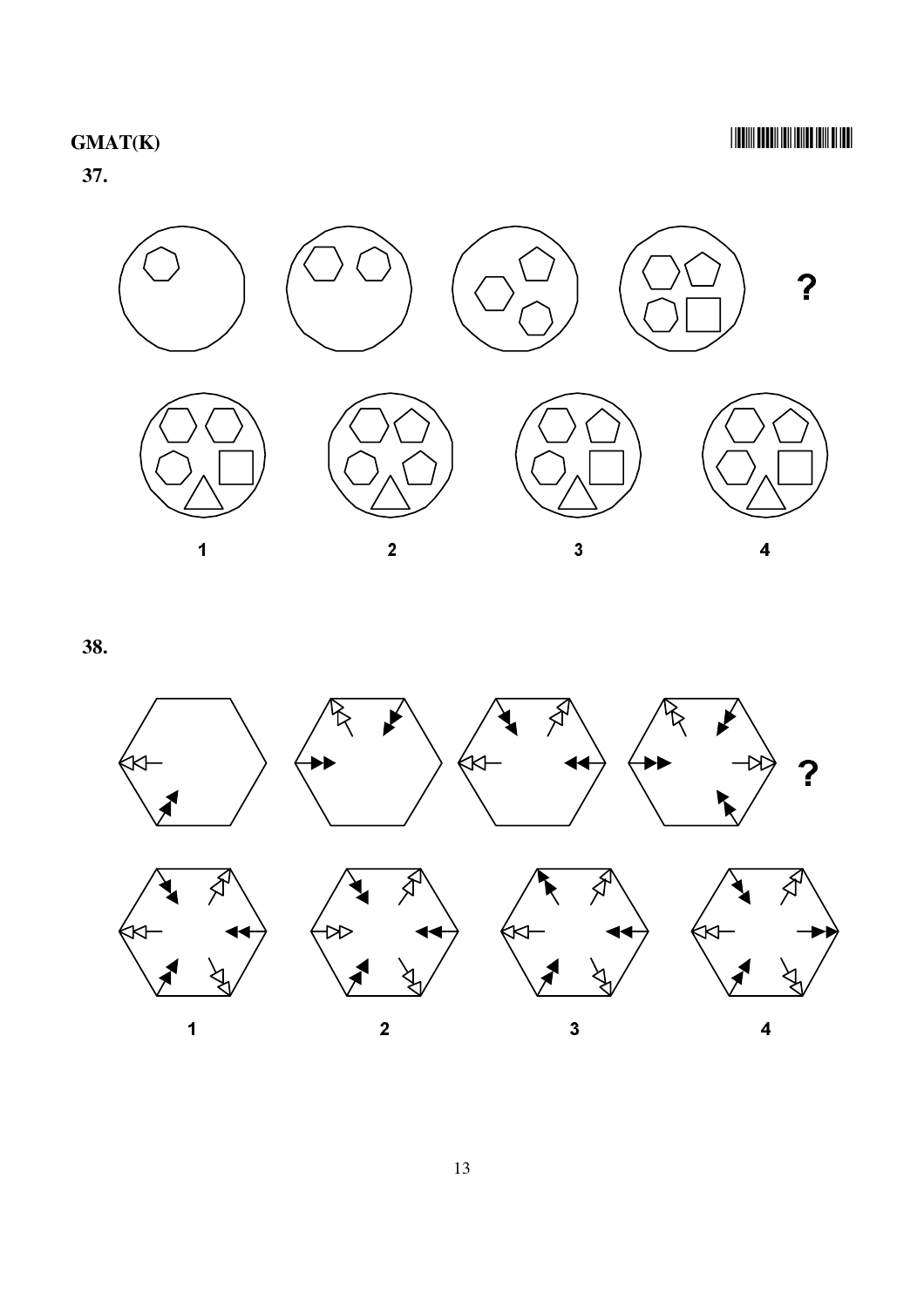**37.**

?

1 2 3 4

**38.**

?

1 2 3 4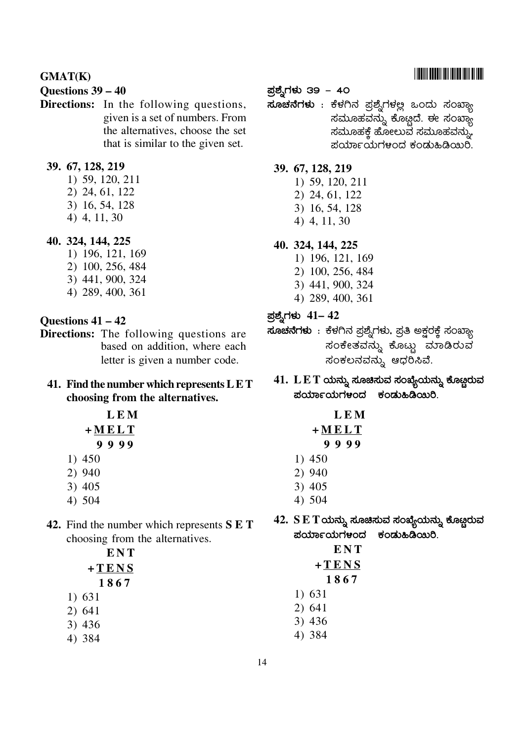**GMAT(K)**

**Questions 39 – 40**

**Directions:** In the following questions, given is a set of numbers. From the alternatives, choose the set that is similar to the given set.

**39. 67, 128, 219**

1) 59, 120, 211
2) 24, 61, 122
3) 16, 54, 128
4) 4, 11, 30

**40. 324, 144, 225**

1) 196, 121, 169
2) 100, 256, 484
3) 441, 900, 324
4) 289, 400, 361

**Questions 41 – 42**

**Directions:** The following questions are based on addition, where each letter is given a number code.

**41. Find the number which represents L E T choosing from the alternatives.**

```
   L E M
+ M E L T
  9 9 9 9
```

1) 450
2) 940
3) 405
4) 504

**42.** Find the number which represents **S E T** choosing from the alternatives.

```
   E N T
+ T E N S
  1 8 6 7
```

1) 631
2) 641
3) 436
4) 384

**ಪ್ರಶ್ನೆಗಳು 39 – 40**

**ಸೂಚನೆಗಳು** : ಕೆಳಗಿನ ಪ್ರಶ್ನೆಗಳಲ್ಲಿ ಒಂದು ಸಂಖ್ಯಾ ಸಮೂಹವನ್ನು ಕೊಟ್ಟಿದೆ. ಈ ಸಂಖ್ಯಾ ಸಮೂಹಕ್ಕೆ ಹೋಲುವ ಸಮೂಹವನ್ನು, ಪರ್ಯಾಯಗಳಿಂದ ಕಂಡುಹಿಡಿಯಿರಿ.

**39. 67, 128, 219**

1) 59, 120, 211
2) 24, 61, 122
3) 16, 54, 128
4) 4, 11, 30

**40. 324, 144, 225**

1) 196, 121, 169
2) 100, 256, 484
3) 441, 900, 324
4) 289, 400, 361

**ಪ್ರಶ್ನೆಗಳು 41– 42**

**ಸೂಚನೆಗಳು** : ಕೆಳಗಿನ ಪ್ರಶ್ನೆಗಳು, ಪ್ರತಿ ಅಕ್ಷರಕ್ಕೆ ಸಂಖ್ಯಾ ಸಂಕೇತವನ್ನು ಕೊಟ್ಟು ಮಾಡಿರುವ ಸಂಕಲನವನ್ನು ಆಧರಿಸಿವೆ.

**41. L E T ಯನ್ನು ಸೂಚಿಸುವ ಸಂಖ್ಯೆಯನ್ನು ಕೊಟ್ಟಿರುವ ಪರ್ಯಾಯಗಳಿಂದ ಕಂಡುಹಿಡಿಯಿರಿ.**

```
   L E M
+ M E L T
  9 9 9 9
```

1) 450
2) 940
3) 405
4) 504

**42. S E T ಯನ್ನು ಸೂಚಿಸುವ ಸಂಖ್ಯೆಯನ್ನು ಕೊಟ್ಟಿರುವ ಪರ್ಯಾಯಗಳಿಂದ ಕಂಡುಹಿಡಿಯಿರಿ.**

```
   E N T
+ T E N S
  1 8 6 7
```

1) 631
2) 641
3) 436
4) 384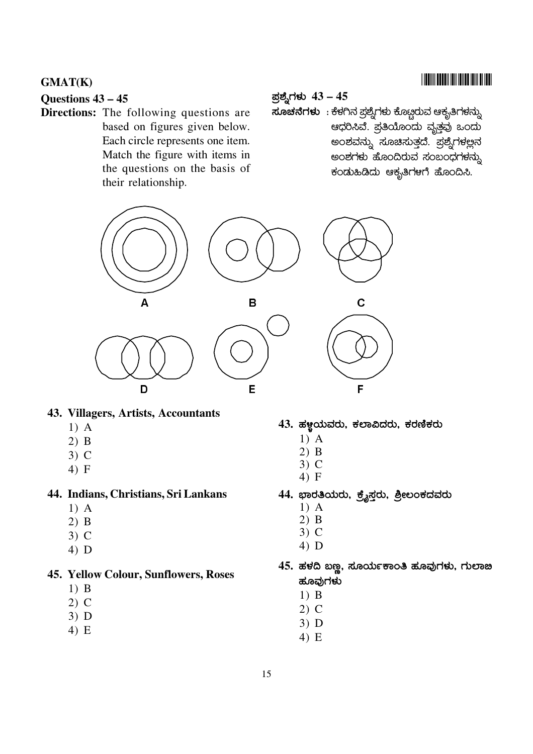GMAT(K)

## Questions 43 – 45

**Directions:** The following questions are based on figures given below. Each circle represents one item. Match the figure with items in the questions on the basis of their relationship.

## ಪ್ರಶ್ನೆಗಳು 43 – 45

**ಸೂಚನೆಗಳು** : ಕೆಳಗಿನ ಪ್ರಶ್ನೆಗಳು ಕೊಟ್ಟಿರುವ ಆಕೃತಿಗಳನ್ನು ಆಧರಿಸಿವೆ. ಪ್ರತಿಯೊಂದು ವೃತ್ತವು ಒಂದು ಅಂಶವನ್ನು ಸೂಚಿಸುತ್ತದೆ. ಪ್ರಶ್ನೆಗಳಲ್ಲಿನ ಅಂಶಗಳು ಹೊಂದಿರುವ ಸಂಬಂಧಗಳನ್ನು ಕಂಡುಹಿಡಿದು ಆಕೃತಿಗಳಿಗೆ ಹೊಂದಿಸಿ.

A B C

D E F

**43. Villagers, Artists, Accountants**

1) A
2) B
3) C
4) F

**44. Indians, Christians, Sri Lankans**

1) A
2) B
3) C
4) D

**45. Yellow Colour, Sunflowers, Roses**

1) B
2) C
3) D
4) E

**43. ಹಳ್ಳಿಯವರು, ಕಲಾವಿದರು, ಕರಣಿಕರು**

1) A
2) B
3) C
4) F

**44. ಭಾರತಿಯರು, ಕ್ರೈಸ್ತರು, ಶ್ರೀಲಂಕದವರು**

1) A
2) B
3) C
4) D

**45. ಹಳದಿ ಬಣ್ಣ, ಸೂರ್ಯಕಾಂತಿ ಹೂವುಗಳು, ಗುಲಾಬಿ ಹೂವುಗಳು**

1) B
2) C
3) D
4) E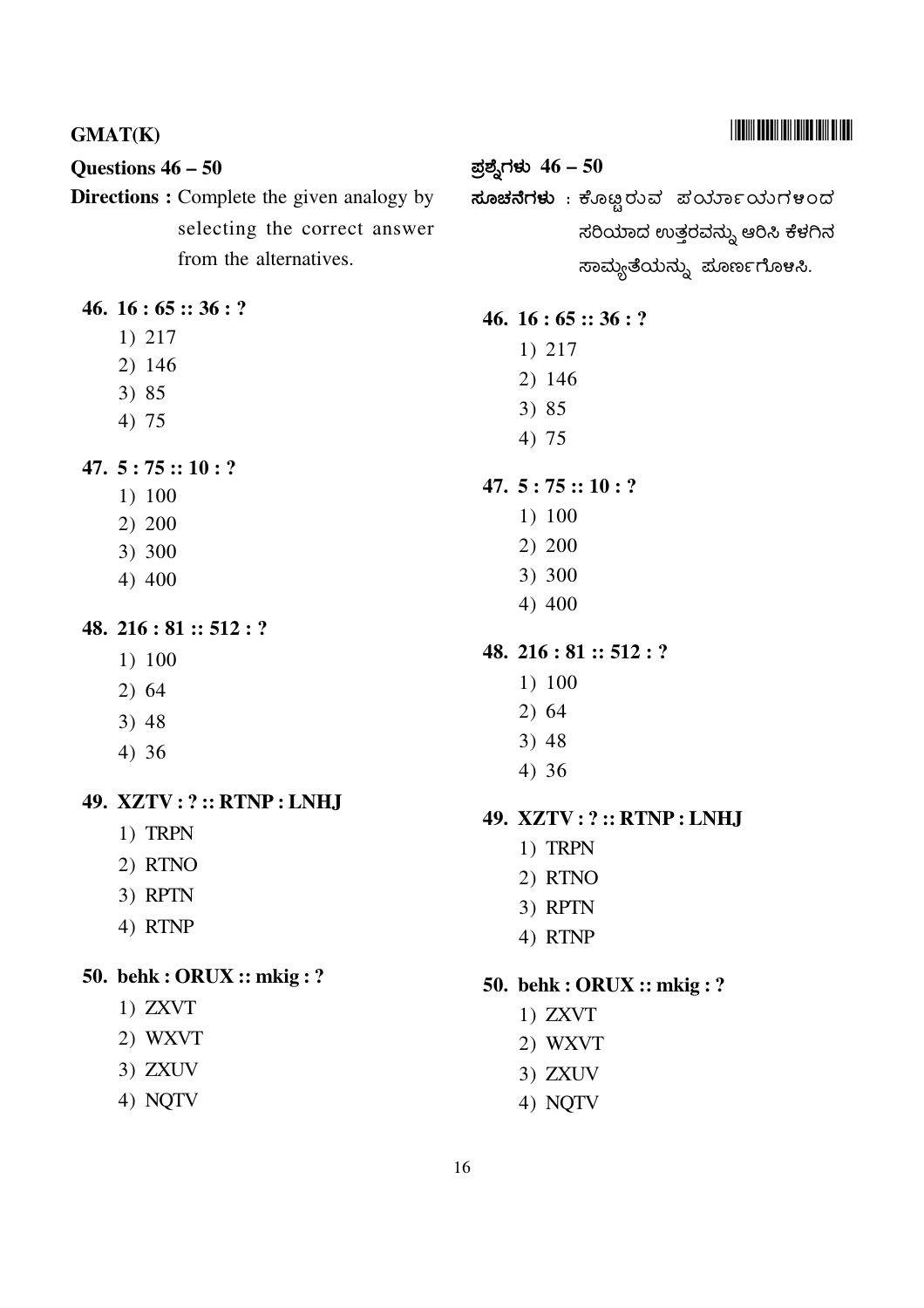GMAT(K)

## Questions 46 – 50

**Directions :** Complete the given analogy by selecting the correct answer from the alternatives.

**46. 16 : 65 :: 36 : ?**

1) 217
2) 146
3) 85
4) 75

**47. 5 : 75 :: 10 : ?**

1) 100
2) 200
3) 300
4) 400

**48. 216 : 81 :: 512 : ?**

1) 100
2) 64
3) 48
4) 36

**49. XZTV : ? :: RTNP : LNHJ**

1) TRPN
2) RTNO
3) RPTN
4) RTNP

**50. behk : ORUX :: mkig : ?**

1) ZXVT
2) WXVT
3) ZXUV
4) NQTV

## ಪ್ರಶ್ನೆಗಳು 46 – 50

**ಸೂಚನೆಗಳು** : ಕೊಟ್ಟಿರುವ ಪರ್ಯಾಯಗಳಿಂದ ಸರಿಯಾದ ಉತ್ತರವನ್ನು ಆರಿಸಿ ಕೆಳಗಿನ ಸಾಮ್ಯತೆಯನ್ನು ಪೂರ್ಣಗೊಳಿಸಿ.

**46. 16 : 65 :: 36 : ?**

1) 217
2) 146
3) 85
4) 75

**47. 5 : 75 :: 10 : ?**

1) 100
2) 200
3) 300
4) 400

**48. 216 : 81 :: 512 : ?**

1) 100
2) 64
3) 48
4) 36

**49. XZTV : ? :: RTNP : LNHJ**

1) TRPN
2) RTNO
3) RPTN
4) RTNP

**50. behk : ORUX :: mkig : ?**

1) ZXVT
2) WXVT
3) ZXUV
4) NQTV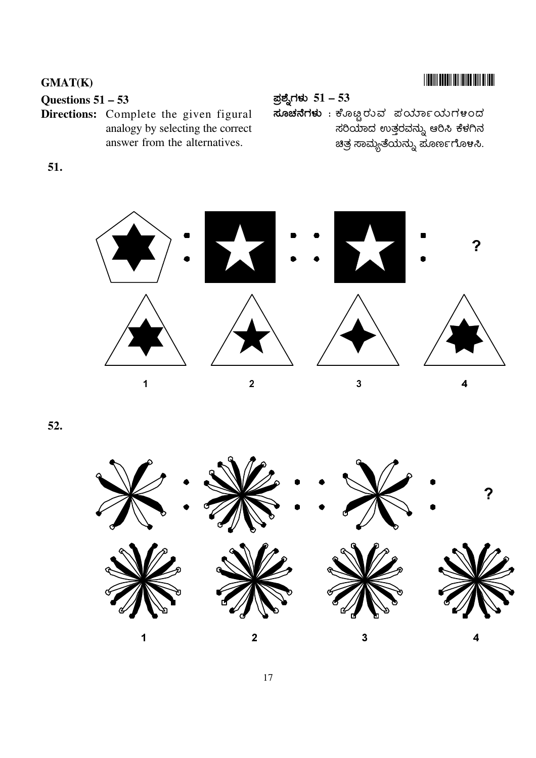**GMAT(K)**

**Questions 51 – 53**

**Directions:** Complete the given figural analogy by selecting the correct answer from the alternatives.

**ಪ್ರಶ್ನೆಗಳು 51 – 53**

**ಸೂಚನೆಗಳು** : ಕೊಟ್ಟಿರುವ ಪರ್ಯಾಯಗಳಿಂದ ಸರಿಯಾದ ಉತ್ತರವನ್ನು ಆರಿಸಿ ಕೆಳಗಿನ ಚಿತ್ರ ಸಾಮ್ಯತೆಯನ್ನು ಪೂರ್ಣಗೊಳಿಸಿ.

**51.**

: : : ?

1 2 3 4

**52.**

: : : ?

1 2 3 4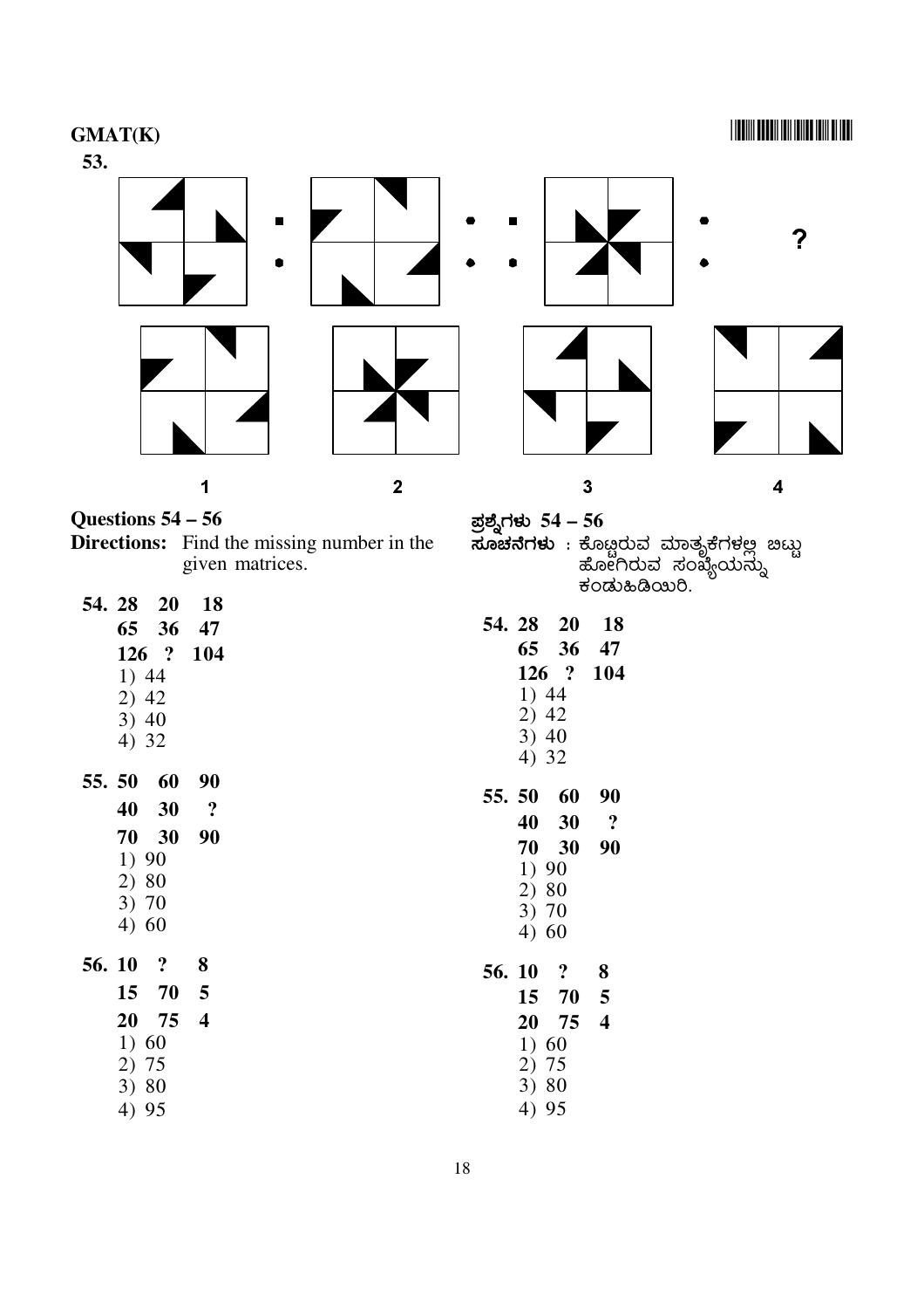**53.**

? 

1 2 3 4

## Questions 54 – 56

**Directions:** Find the missing number in the given matrices.

**ಪ್ರಶ್ನೆಗಳು 54 – 56**

**ಸೂಚನೆಗಳು** : ಕೊಟ್ಟಿರುವ ಮಾತೃಕೆಗಳಲ್ಲಿ ಬಿಟ್ಟು ಹೋಗಿರುವ ಸಂಖ್ಯೆಯನ್ನು ಕಂಡುಹಿಡಿಯಿರಿ.

**54.**

| | | |
|---|---|---|
| **28** | **20** | **18** |
| **65** | **36** | **47** |
| **126** | **?** | **104** |

1) 44
2) 42
3) 40
4) 32

**55.**

| | | |
|---|---|---|
| **50** | **60** | **90** |
| **40** | **30** | **?** |
| **70** | **30** | **90** |

1) 90
2) 80
3) 70
4) 60

**56.**

| | | |
|---|---|---|
| **10** | **?** | **8** |
| **15** | **70** | **5** |
| **20** | **75** | **4** |

1) 60
2) 75
3) 80
4) 95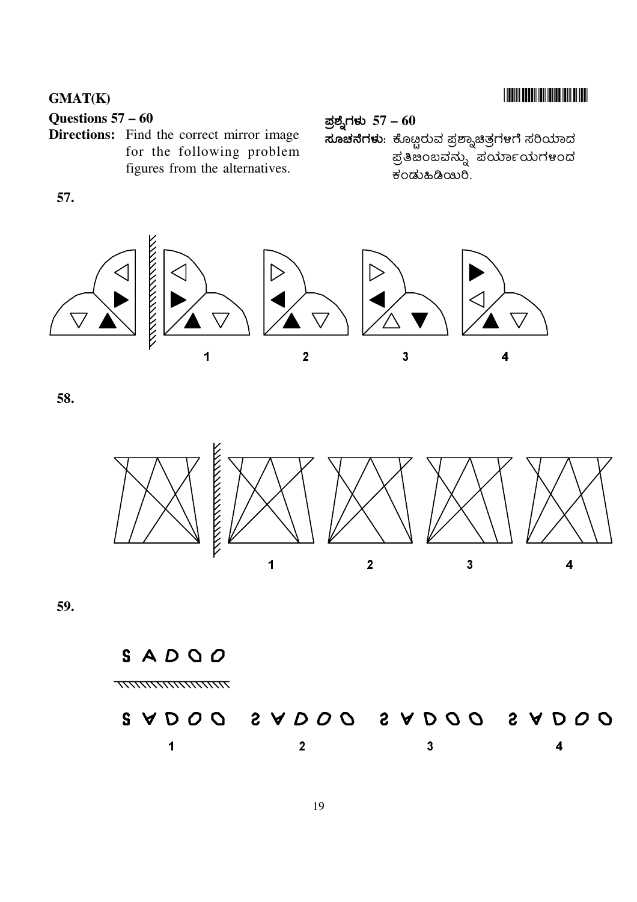GMAT(K)

**Questions 57 – 60**

**Directions:** Find the correct mirror image for the following problem figures from the alternatives.

**ಪ್ರಶ್ನೆಗಳು 57 – 60**

**ಸೂಚನೆಗಳು**: ಕೊಟ್ಟಿರುವ ಪ್ರಶ್ನಾಚಿತ್ರಗಳಿಗೆ ಸರಿಯಾದ ಪ್ರತಿಬಿಂಬವನ್ನು ಪರ್ಯಾಯಗಳಿಂದ ಕಂಡುಹಿಡಿಯಿರಿ.

**57.**

1 2 3 4

**58.**

1 2 3 4

**59.**

S A D O O

1 2 3 4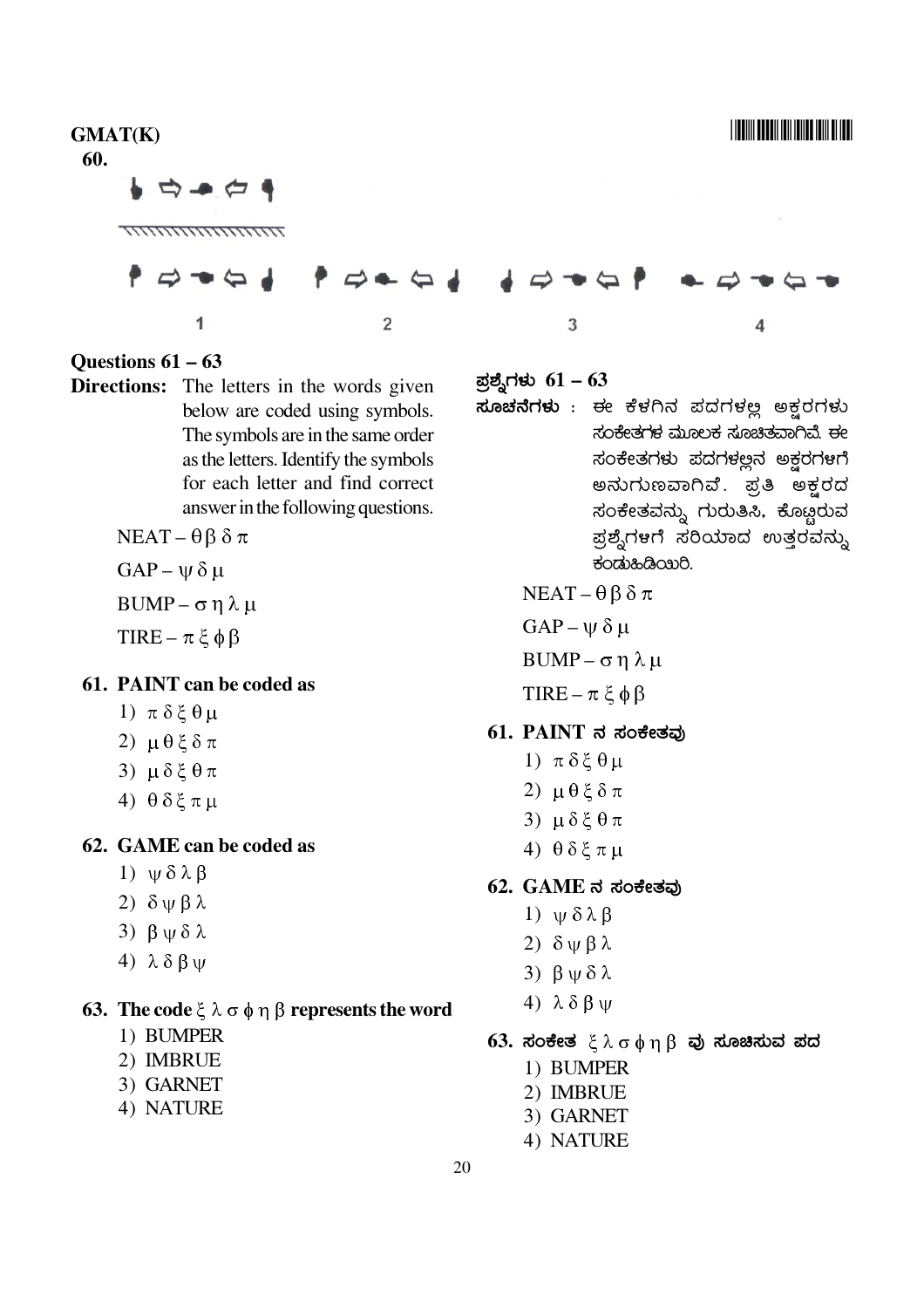**60.**

1 2 3 4

## Questions 61 – 63

**Directions:** The letters in the words given below are coded using symbols. The symbols are in the same order as the letters. Identify the symbols for each letter and find correct answer in the following questions.

NEAT – $\theta \beta \delta \pi$

GAP – $\psi \delta \mu$

BUMP – $\sigma \eta \lambda \mu$

TIRE – $\pi \xi \phi \beta$

**61. PAINT can be coded as**

1) $\pi \delta \xi \theta \mu$
2) $\mu \theta \xi \delta \pi$
3) $\mu \delta \xi \theta \pi$
4) $\theta \delta \xi \pi \mu$

**62. GAME can be coded as**

1) $\psi \delta \lambda \beta$
2) $\delta \psi \beta \lambda$
3) $\beta \psi \delta \lambda$
4) $\lambda \delta \beta \psi$

**63. The code $\xi \lambda \sigma \phi \eta \beta$ represents the word**

1) BUMPER
2) IMBRUE
3) GARNET
4) NATURE

## ಪ್ರಶ್ನೆಗಳು 61 – 63

**ಸೂಚನೆಗಳು** : ಈ ಕೆಳಗಿನ ಪದಗಳಲ್ಲಿ ಅಕ್ಷರಗಳು ಸಂಕೇತಗಳ ಮೂಲಕ ಸೂಚಿತವಾಗಿವೆ. ಈ ಸಂಕೇತಗಳು ಪದಗಳಲ್ಲಿನ ಅಕ್ಷರಗಳಿಗೆ ಅನುಗುಣವಾಗಿವೆ. ಪ್ರತಿ ಅಕ್ಷರದ ಸಂಕೇತವನ್ನು ಗುರುತಿಸಿ, ಕೊಟ್ಟಿರುವ ಪ್ರಶ್ನೆಗಳಿಗೆ ಸರಿಯಾದ ಉತ್ತರವನ್ನು ಕಂಡುಹಿಡಿಯಿರಿ.

NEAT – $\theta \beta \delta \pi$

GAP – $\psi \delta \mu$

BUMP – $\sigma \eta \lambda \mu$

TIRE – $\pi \xi \phi \beta$

**61. PAINT ನ ಸಂಕೇತವು**

1) $\pi \delta \xi \theta \mu$
2) $\mu \theta \xi \delta \pi$
3) $\mu \delta \xi \theta \pi$
4) $\theta \delta \xi \pi \mu$

**62. GAME ನ ಸಂಕೇತವು**

1) $\psi \delta \lambda \beta$
2) $\delta \psi \beta \lambda$
3) $\beta \psi \delta \lambda$
4) $\lambda \delta \beta \psi$

**63. ಸಂಕೇತ $\xi \lambda \sigma \phi \eta \beta$ ವು ಸೂಚಿಸುವ ಪದ**

1) BUMPER
2) IMBRUE
3) GARNET
4) NATURE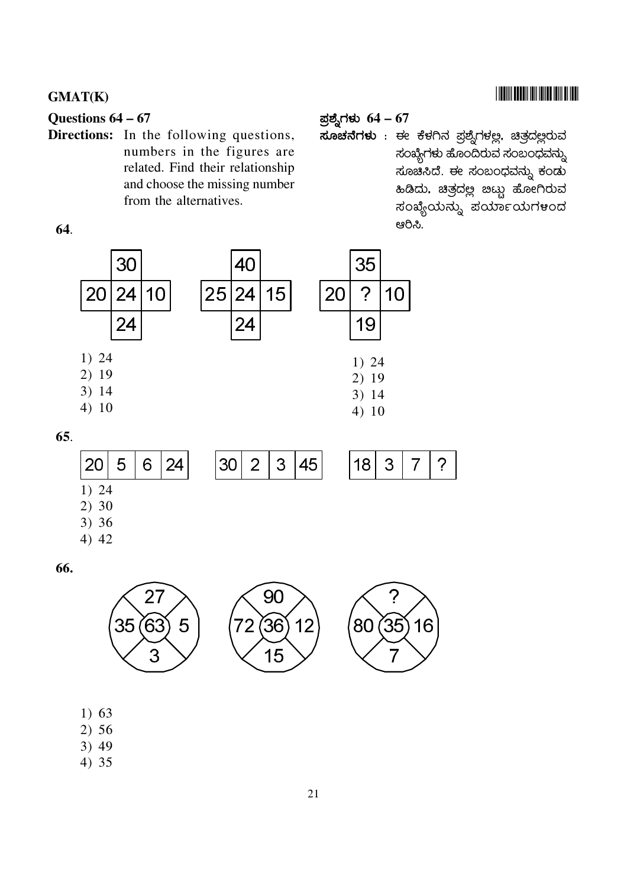## Questions 64 – 67

**Directions:** In the following questions, numbers in the figures are related. Find their relationship and choose the missing number from the alternatives.

## ಪ್ರಶ್ನೆಗಳು 64 – 67

**ಸೂಚನೆಗಳು** : ಈ ಕೆಳಗಿನ ಪ್ರಶ್ನೆಗಳಲ್ಲಿ, ಚಿತ್ರದಲ್ಲಿರುವ ಸಂಖ್ಯೆಗಳು ಹೊಂದಿರುವ ಸಂಬಂಧವನ್ನು ಸೂಚಿಸಿದೆ. ಈ ಸಂಬಂಧವನ್ನು ಕಂಡು ಹಿಡಿದು, ಚಿತ್ರದಲ್ಲಿ ಬಿಟ್ಟು ಹೋಗಿರುವ ಸಂಖ್ಯೆಯನ್ನು ಪರ್ಯಾಯಗಳಿಂದ ಆರಿಸಿ.

**64.**

| | 30 | |
|---|---|---|
| 20 | 24 | 10 |
| | 24 | |

| | 40 | |
|---|---|---|
| 25 | 24 | 15 |
| | 24 | |

| | 35 | |
|---|---|---|
| 20 | ? | 10 |
| | 19 | |

1) 24
2) 19
3) 14
4) 10

1) 24
2) 19
3) 14
4) 10

**65.**

| 20 | 5 | 6 | 24 |
|---|---|---|---|

| 30 | 2 | 3 | 45 |
|---|---|---|---|

| 18 | 3 | 7 | ? |
|---|---|---|---|

1) 24
2) 30
3) 36
4) 42

**66.**

Figure 1: top 27, left 35, centre 63, right 5, bottom 3

Figure 2: top 90, left 72, centre 36, right 12, bottom 15

Figure 3: top ?, left 80, centre 35, right 16, bottom 7

1) 63
2) 56
3) 49
4) 35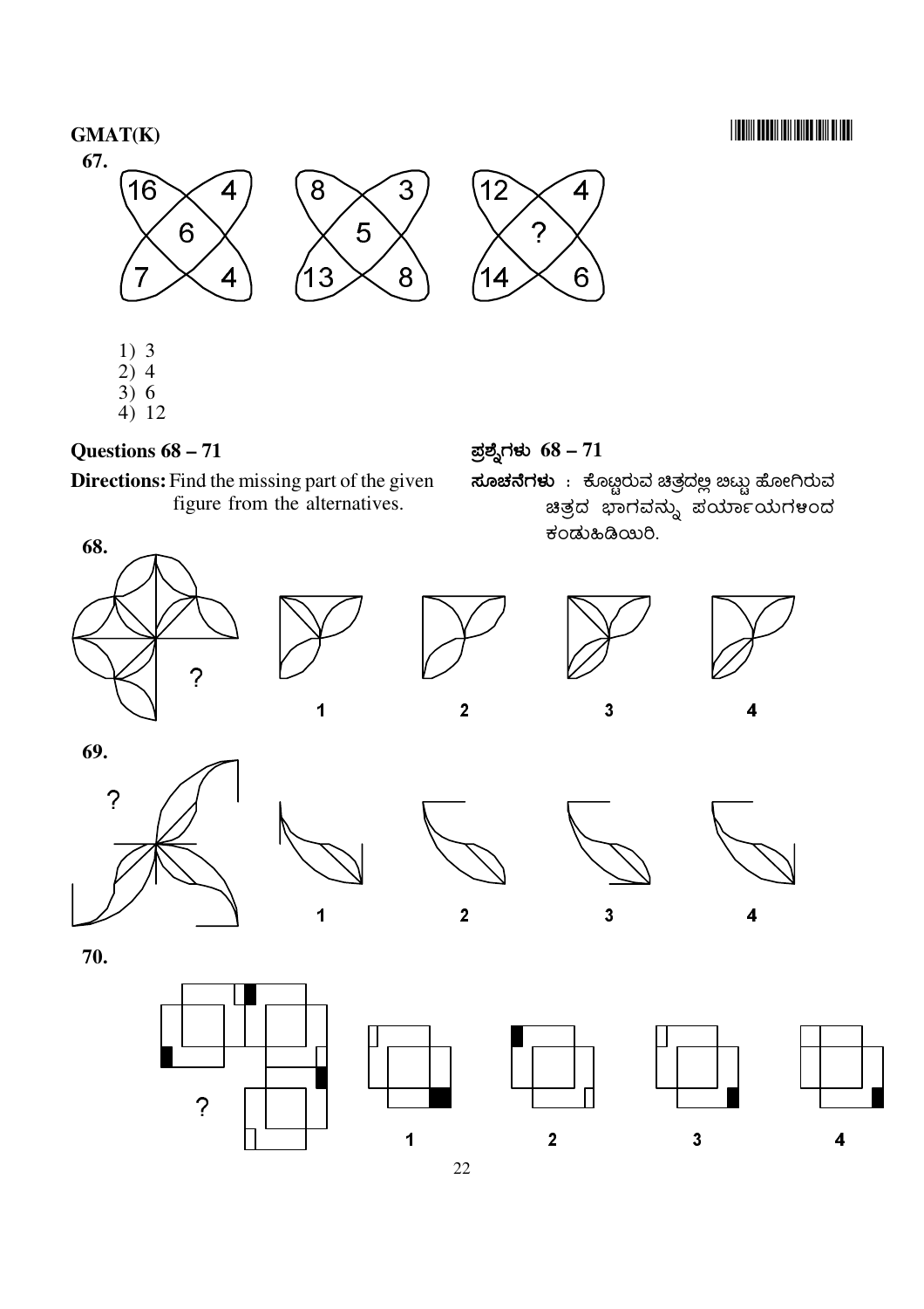**67.**

| 16 | | 4 |
|---|---|---|
| | 6 | |
| 7 | | 4 |

| 8 | | 3 |
|---|---|---|
| | 5 | |
| 13 | | 8 |

| 12 | | 4 |
|---|---|---|
| | ? | |
| 14 | | 6 |

1) 3
2) 4
3) 6
4) 12

## Questions 68 – 71

**Directions:** Find the missing part of the given figure from the alternatives.

## ಪ್ರಶ್ನೆಗಳು 68 – 71

**ಸೂಚನೆಗಳು** : ಕೊಟ್ಟಿರುವ ಚಿತ್ರದಲ್ಲಿ ಬಿಟ್ಟು ಹೋಗಿರುವ ಚಿತ್ರದ ಭಾಗವನ್ನು ಪರ್ಯಾಯಗಳಿಂದ ಕಂಡುಹಿಡಿಯಿರಿ.

**68.**

?

1 2 3 4

**69.**

?

1 2 3 4

**70.**

?

1 2 3 4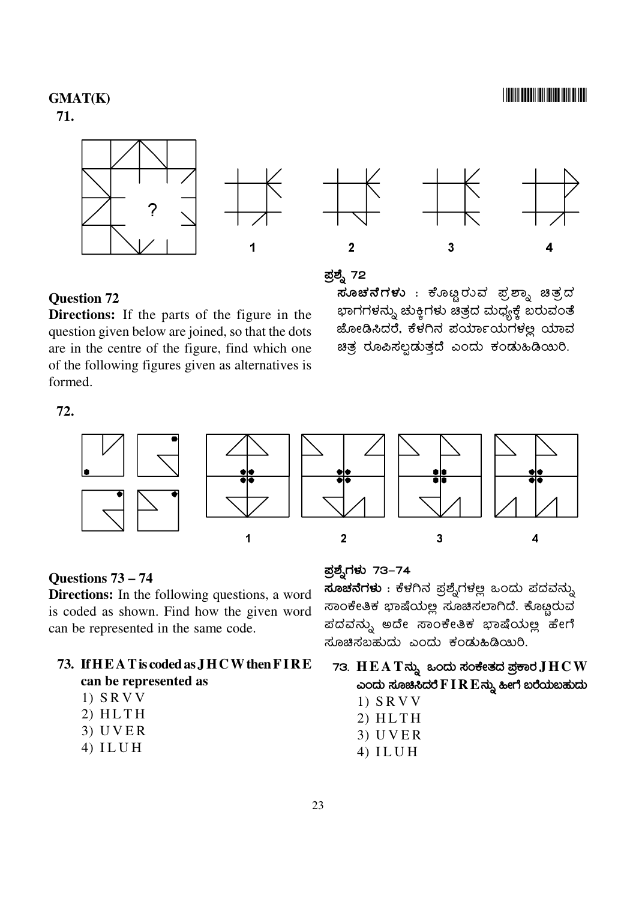**71.**

?

1 2 3 4

**Question 72**

**Directions:** If the parts of the figure in the question given below are joined, so that the dots are in the centre of the figure, find which one of the following figures given as alternatives is formed.

ಪ್ರಶ್ನೆ 72

**ಸೂಚನೆಗಳು** : ಕೊಟ್ಟಿರುವ ಪ್ರಶ್ನಾ ಚಿತ್ರದ ಭಾಗಗಳನ್ನು ಚುಕ್ಕಿಗಳು ಚಿತ್ರದ ಮಧ್ಯಕ್ಕೆ ಬರುವಂತೆ ಜೋಡಿಸಿದರೆ, ಕೆಳಗಿನ ಪರ್ಯಾಯಗಳಲ್ಲಿ ಯಾವ ಚಿತ್ರ ರೂಪಿಸಲ್ಪಡುತ್ತದೆ ಎಂದು ಕಂಡುಹಿಡಿಯಿರಿ.

**72.**

1 2 3 4

**Questions 73 – 74**

**Directions:** In the following questions, a word is coded as shown. Find how the given word can be represented in the same code.

ಪ್ರಶ್ನೆಗಳು 73–74

**ಸೂಚನೆಗಳು** : ಕೆಳಗಿನ ಪ್ರಶ್ನೆಗಳಲ್ಲಿ ಒಂದು ಪದವನ್ನು ಸಾಂಕೇತಿಕ ಭಾಷೆಯಲ್ಲಿ ಸೂಚಿಸಲಾಗಿದೆ. ಕೊಟ್ಟಿರುವ ಪದವನ್ನು ಅದೇ ಸಾಂಕೇತಿಕ ಭಾಷೆಯಲ್ಲಿ ಹೇಗೆ ಸೂಚಿಸಬಹುದು ಎಂದು ಕಂಡುಹಿಡಿಯಿರಿ.

**73. If H E A T is coded as J H C W then F I R E can be represented as**

1) S R V V
2) H L T H
3) U V E R
4) I L U H

**73. H E A T ನ್ನು ಒಂದು ಸಂಕೇತದ ಪ್ರಕಾರ J H C W ಎಂದು ಸೂಚಿಸಿದರೆ F I R E ನ್ನು ಹೀಗೆ ಬರೆಯಬಹುದು**

1) S R V V
2) H L T H
3) U V E R
4) I L U H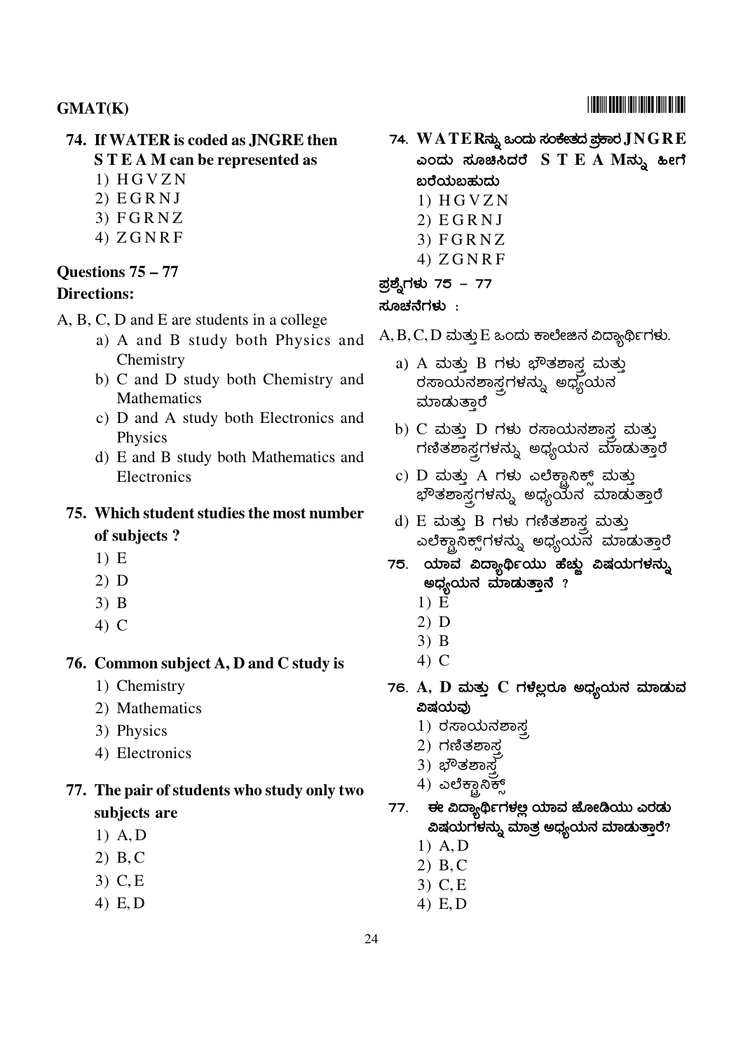**74. If WATER is coded as JNGRE then S T E A M can be represented as**

1) H G V Z N
2) E G R N J
3) F G R N Z
4) Z G N R F

### Questions 75 – 77

**Directions:**

A, B, C, D and E are students in a college

a) A and B study both Physics and Chemistry
b) C and D study both Chemistry and Mathematics
c) D and A study both Electronics and Physics
d) E and B study both Mathematics and Electronics

**75. Which student studies the most number of subjects ?**

1) E
2) D
3) B
4) C

**76. Common subject A, D and C study is**

1) Chemistry
2) Mathematics
3) Physics
4) Electronics

**77. The pair of students who study only two subjects are**

1) A, D
2) B, C
3) C, E
4) E, D

**74. WATERನ್ನು ಒಂದು ಸಂಕೇತದ ಪ್ರಕಾರ JNGRE ಎಂದು ಸೂಚಿಸಿದರೆ S T E A Mನ್ನು ಹೀಗೆ ಬರೆಯಬಹುದು**

1) H G V Z N
2) E G R N J
3) F G R N Z
4) Z G N R F

### ಪ್ರಶ್ನೆಗಳು 75 – 77

**ಸೂಚನೆಗಳು :**

A, B, C, D ಮತ್ತು E ಒಂದು ಕಾಲೇಜಿನ ವಿದ್ಯಾರ್ಥಿಗಳು.

a) A ಮತ್ತು B ಗಳು ಭೌತಶಾಸ್ತ್ರ ಮತ್ತು ರಸಾಯನಶಾಸ್ತ್ರಗಳನ್ನು ಅಧ್ಯಯನ ಮಾಡುತ್ತಾರೆ
b) C ಮತ್ತು D ಗಳು ರಸಾಯನಶಾಸ್ತ್ರ ಮತ್ತು ಗಣಿತಶಾಸ್ತ್ರಗಳನ್ನು ಅಧ್ಯಯನ ಮಾಡುತ್ತಾರೆ
c) D ಮತ್ತು A ಗಳು ಎಲೆಕ್ಟ್ರಾನಿಕ್ಸ್ ಮತ್ತು ಭೌತಶಾಸ್ತ್ರಗಳನ್ನು ಅಧ್ಯಯನ ಮಾಡುತ್ತಾರೆ
d) E ಮತ್ತು B ಗಳು ಗಣಿತಶಾಸ್ತ್ರ ಮತ್ತು ಎಲೆಕ್ಟ್ರಾನಿಕ್ಸ್‌ಗಳನ್ನು ಅಧ್ಯಯನ ಮಾಡುತ್ತಾರೆ

**75. ಯಾವ ವಿದ್ಯಾರ್ಥಿಯು ಹೆಚ್ಚು ವಿಷಯಗಳನ್ನು ಅಧ್ಯಯನ ಮಾಡುತ್ತಾನೆ ?**

1) E
2) D
3) B
4) C

**76. A, D ಮತ್ತು C ಗಳೆಲ್ಲರೂ ಅಧ್ಯಯನ ಮಾಡುವ ವಿಷಯವು**

1) ರಸಾಯನಶಾಸ್ತ್ರ
2) ಗಣಿತಶಾಸ್ತ್ರ
3) ಭೌತಶಾಸ್ತ್ರ
4) ಎಲೆಕ್ಟ್ರಾನಿಕ್ಸ್

**77. ಈ ವಿದ್ಯಾರ್ಥಿಗಳಲ್ಲಿ ಯಾವ ಜೋಡಿಯು ಎರಡು ವಿಷಯಗಳನ್ನು ಮಾತ್ರ ಅಧ್ಯಯನ ಮಾಡುತ್ತಾರೆ?**

1) A, D
2) B, C
3) C, E
4) E, D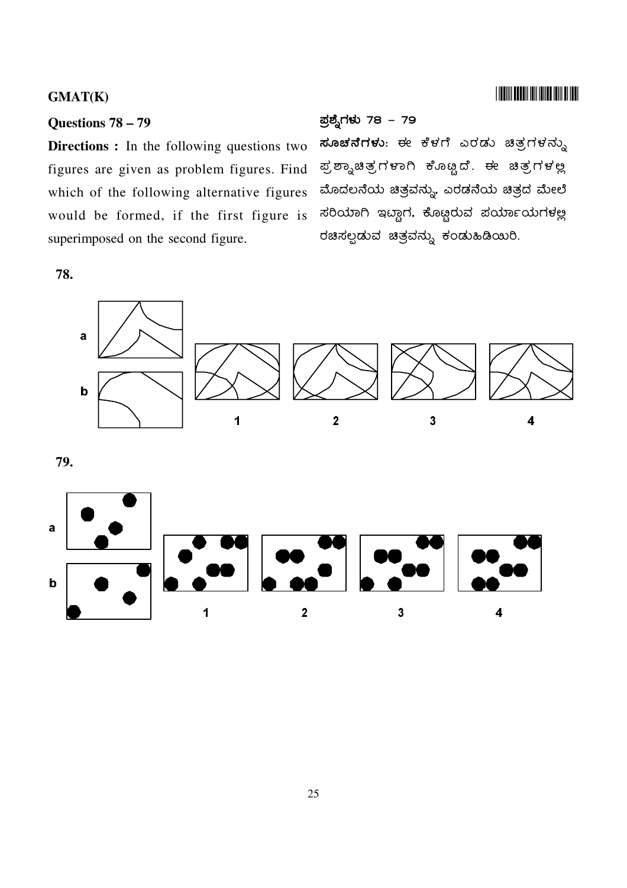## Questions 78 – 79

**Directions :** In the following questions two figures are given as problem figures. Find which of the following alternative figures would be formed, if the first figure is superimposed on the second figure.

## ಪ್ರಶ್ನೆಗಳು 78 – 79

**ಸೂಚನೆಗಳು**: ಈ ಕೆಳಗೆ ಎರಡು ಚಿತ್ರಗಳನ್ನು ಪ್ರಶ್ನಾಚಿತ್ರಗಳಾಗಿ ಕೊಟ್ಟಿದೆ. ಈ ಚಿತ್ರಗಳಲ್ಲಿ ಮೊದಲನೆಯ ಚಿತ್ರವನ್ನು, ಎರಡನೆಯ ಚಿತ್ರದ ಮೇಲೆ ಸರಿಯಾಗಿ ಇಟ್ಟಾಗ, ಕೊಟ್ಟಿರುವ ಪರ್ಯಾಯಗಳಲ್ಲಿ ರಚಿಸಲ್ಪಡುವ ಚಿತ್ರವನ್ನು ಕಂಡುಹಿಡಿಯಿರಿ.

**78.**

a

b

1 2 3 4

**79.**

a

b

1 2 3 4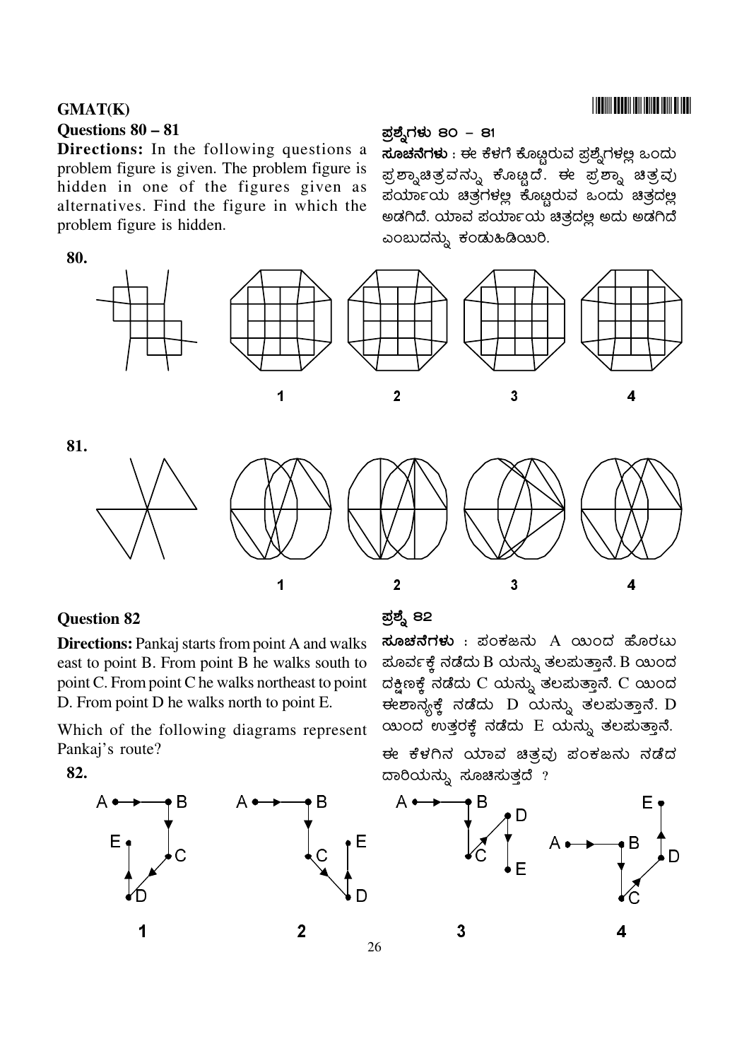GMAT(K)

**Questions 80 – 81**

**Directions:** In the following questions a problem figure is given. The problem figure is hidden in one of the figures given as alternatives. Find the figure in which the problem figure is hidden.

**ಪ್ರಶ್ನೆಗಳು ೮೦ – ೮೧**

**ಸೂಚನೆಗಳು** : ಈ ಕೆಳಗೆ ಕೊಟ್ಟಿರುವ ಪ್ರಶ್ನೆಗಳಲ್ಲಿ ಒಂದು ಪ್ರಶ್ನಾಚಿತ್ರವನ್ನು ಕೊಟ್ಟಿದೆ. ಈ ಪ್ರಶ್ನಾ ಚಿತ್ರವು ಪರ್ಯಾಯ ಚಿತ್ರಗಳಲ್ಲಿ ಕೊಟ್ಟಿರುವ ಒಂದು ಚಿತ್ರದಲ್ಲಿ ಅಡಗಿದೆ. ಯಾವ ಪರ್ಯಾಯ ಚಿತ್ರದಲ್ಲಿ ಅದು ಅಡಗಿದೆ ಎಂಬುದನ್ನು ಕಂಡುಹಿಡಿಯಿರಿ.

**80.**

1 &nbsp;&nbsp;&nbsp; 2 &nbsp;&nbsp;&nbsp; 3 &nbsp;&nbsp;&nbsp; 4

**81.**

1 &nbsp;&nbsp;&nbsp; 2 &nbsp;&nbsp;&nbsp; 3 &nbsp;&nbsp;&nbsp; 4

**Question 82**

**Directions:** Pankaj starts from point A and walks east to point B. From point B he walks south to point C. From point C he walks northeast to point D. From point D he walks north to point E.

Which of the following diagrams represent Pankaj's route?

**ಪ್ರಶ್ನೆ ೮೨**

**ಸೂಚನೆಗಳು** : ಪಂಕಜನು A ಯಿಂದ ಹೊರಟು ಪೂರ್ವಕ್ಕೆ ನಡೆದು B ಯನ್ನು ತಲಪುತ್ತಾನೆ. B ಯಿಂದ ದಕ್ಷಿಣಕ್ಕೆ ನಡೆದು C ಯನ್ನು ತಲಪುತ್ತಾನೆ. C ಯಿಂದ ಈಶಾನ್ಯಕ್ಕೆ ನಡೆದು D ಯನ್ನು ತಲಪುತ್ತಾನೆ. D ಯಿಂದ ಉತ್ತರಕ್ಕೆ ನಡೆದು E ಯನ್ನು ತಲಪುತ್ತಾನೆ.

ಈ ಕೆಳಗಿನ ಯಾವ ಚಿತ್ರವು ಪಂಕಜನು ನಡೆದ ದಾರಿಯನ್ನು ಸೂಚಿಸುತ್ತದೆ ?

**82.**

1 &nbsp;&nbsp;&nbsp; 2 &nbsp;&nbsp;&nbsp; 3 &nbsp;&nbsp;&nbsp; 4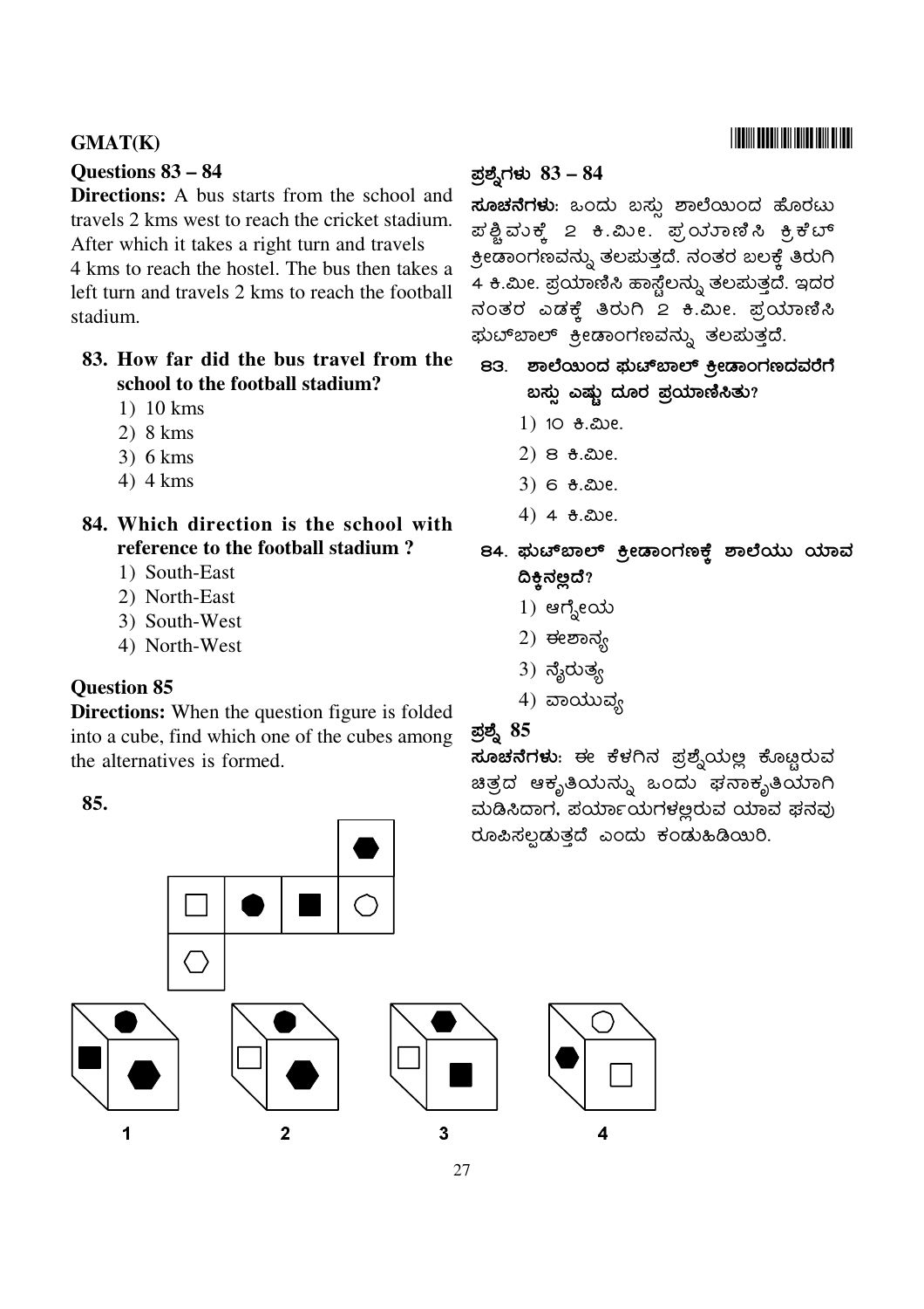GMAT(K)

### Questions 83 – 84

**Directions:** A bus starts from the school and travels 2 kms west to reach the cricket stadium. After which it takes a right turn and travels 4 kms to reach the hostel. The bus then takes a left turn and travels 2 kms to reach the football stadium.

**83. How far did the bus travel from the school to the football stadium?**

1) 10 kms
2) 8 kms
3) 6 kms
4) 4 kms

**84. Which direction is the school with reference to the football stadium ?**

1) South-East
2) North-East
3) South-West
4) North-West

### Question 85

**Directions:** When the question figure is folded into a cube, find which one of the cubes among the alternatives is formed.

**85.**

1 2 3 4

### ಪ್ರಶ್ನೆಗಳು 83 – 84

**ಸೂಚನೆಗಳು:** ಒಂದು ಬಸ್ಸು ಶಾಲೆಯಿಂದ ಹೊರಟು ಪಶ್ಚಿಮಕ್ಕೆ 2 ಕಿ.ಮೀ. ಪ್ರಯಾಣಿಸಿ ಕ್ರಿಕೆಟ್ ಕ್ರೀಡಾಂಗಣವನ್ನು ತಲಪುತ್ತದೆ. ನಂತರ ಬಲಕ್ಕೆ ತಿರುಗಿ 4 ಕಿ.ಮೀ. ಪ್ರಯಾಣಿಸಿ ಹಾಸ್ಟೆಲನ್ನು ತಲಪುತ್ತದೆ. ಇದರ ನಂತರ ಎಡಕ್ಕೆ ತಿರುಗಿ 2 ಕಿ.ಮೀ. ಪ್ರಯಾಣಿಸಿ ಫುಟ್‌ಬಾಲ್ ಕ್ರೀಡಾಂಗಣವನ್ನು ತಲಪುತ್ತದೆ.

**83. ಶಾಲೆಯಿಂದ ಫುಟ್‌ಬಾಲ್ ಕ್ರೀಡಾಂಗಣದವರೆಗೆ ಬಸ್ಸು ಎಷ್ಟು ದೂರ ಪ್ರಯಾಣಿಸಿತು?**

1) 10 ಕಿ.ಮೀ.
2) 8 ಕಿ.ಮೀ.
3) 6 ಕಿ.ಮೀ.
4) 4 ಕಿ.ಮೀ.

**84. ಫುಟ್‌ಬಾಲ್ ಕ್ರೀಡಾಂಗಣಕ್ಕೆ ಶಾಲೆಯು ಯಾವ ದಿಕ್ಕಿನಲ್ಲಿದೆ?**

1) ಆಗ್ನೇಯ
2) ಈಶಾನ್ಯ
3) ನೈರುತ್ಯ
4) ವಾಯುವ್ಯ

### ಪ್ರಶ್ನೆ 85

**ಸೂಚನೆಗಳು:** ಈ ಕೆಳಗಿನ ಪ್ರಶ್ನೆಯಲ್ಲಿ ಕೊಟ್ಟಿರುವ ಚಿತ್ರದ ಆಕೃತಿಯನ್ನು ಒಂದು ಘನಾಕೃತಿಯಾಗಿ ಮಡಿಸಿದಾಗ, ಪರ್ಯಾಯಗಳಲ್ಲಿರುವ ಯಾವ ಘನವು ರೂಪಿಸಲ್ಪಡುತ್ತದೆ ಎಂದು ಕಂಡುಹಿಡಿಯಿರಿ.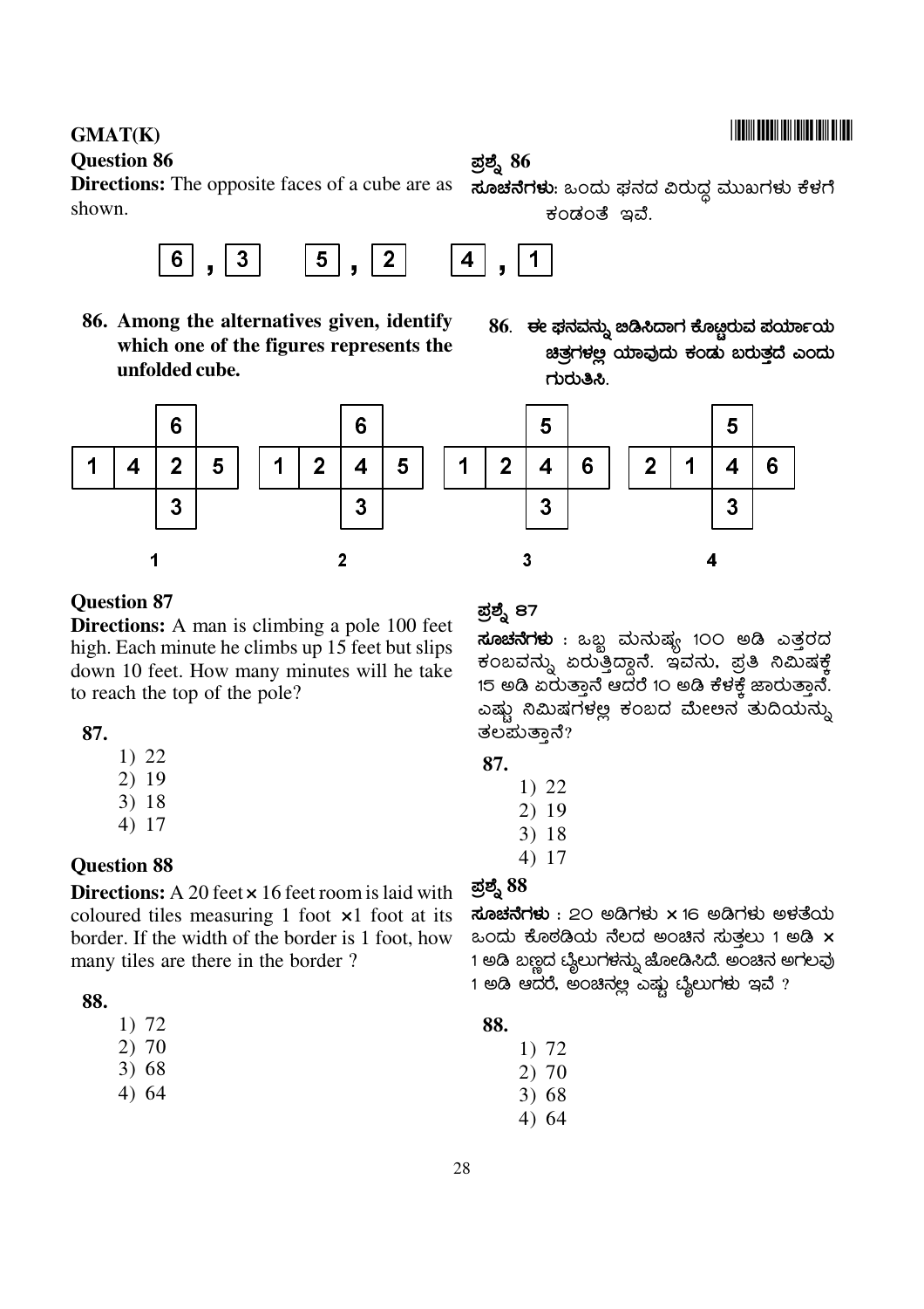GMAT(K)

**Question 86**

**Directions:** The opposite faces of a cube are as shown.

6 , 3     5 , 2     4 , 1

**86. Among the alternatives given, identify which one of the figures represents the unfolded cube.**

| | | 6 | |
|---|---|---|---|
| 1 | 4 | 2 | 5 |
| | | 3 | |

1

| | | 6 | |
|---|---|---|---|
| 1 | 2 | 4 | 5 |
| | | 3 | |

2

| | | 5 | |
|---|---|---|---|
| 1 | 2 | 4 | 6 |
| | | 3 | |

3

| | | 5 | |
|---|---|---|---|
| 2 | 1 | 4 | 6 |
| | | 3 | |

4

**ಪ್ರಶ್ನೆ 86**

**ಸೂಚನೆಗಳು**: ಒಂದು ಘನದ ವಿರುದ್ಧ ಮುಖಗಳು ಕೆಳಗೆ ಕಂಡಂತೆ ಇವೆ.

**86. ಈ ಘನವನ್ನು ಬಿಡಿಸಿದಾಗ ಕೊಟ್ಟಿರುವ ಪರ್ಯಾಯ ಚಿತ್ರಗಳಲ್ಲಿ ಯಾವುದು ಕಂಡು ಬರುತ್ತದೆ ಎಂದು ಗುರುತಿಸಿ.**

**Question 87**

**Directions:** A man is climbing a pole 100 feet high. Each minute he climbs up 15 feet but slips down 10 feet. How many minutes will he take to reach the top of the pole?

**87.**

1) 22
2) 19
3) 18
4) 17

**ಪ್ರಶ್ನೆ 87**

**ಸೂಚನೆಗಳು** : ಒಬ್ಬ ಮನುಷ್ಯ 100 ಅಡಿ ಎತ್ತರದ ಕಂಬವನ್ನು ಏರುತ್ತಿದ್ದಾನೆ. ಇವನು, ಪ್ರತಿ ನಿಮಿಷಕ್ಕೆ 15 ಅಡಿ ಏರುತ್ತಾನೆ ಆದರೆ 10 ಅಡಿ ಕೆಳಕ್ಕೆ ಜಾರುತ್ತಾನೆ. ಎಷ್ಟು ನಿಮಿಷಗಳಲ್ಲಿ ಕಂಬದ ಮೇಲಿನ ತುದಿಯನ್ನು ತಲಪುತ್ತಾನೆ?

**87.**

1) 22
2) 19
3) 18
4) 17

**Question 88**

**Directions:** A 20 feet × 16 feet room is laid with coloured tiles measuring 1 foot ×1 foot at its border. If the width of the border is 1 foot, how many tiles are there in the border ?

**88.**

1) 72
2) 70
3) 68
4) 64

**ಪ್ರಶ್ನೆ 88**

**ಸೂಚನೆಗಳು** : 20 ಅಡಿಗಳು × 16 ಅಡಿಗಳು ಅಳತೆಯ ಒಂದು ಕೊಠಡಿಯ ನೆಲದ ಅಂಚಿನ ಸುತ್ತಲು 1 ಅಡಿ × 1 ಅಡಿ ಬಣ್ಣದ ಟೈಲುಗಳನ್ನು ಜೋಡಿಸಿದೆ. ಅಂಚಿನ ಅಗಲವು 1 ಅಡಿ ಆದರೆ, ಅಂಚಿನಲ್ಲಿ ಎಷ್ಟು ಟೈಲುಗಳು ಇವೆ ?

**88.**

1) 72
2) 70
3) 68
4) 64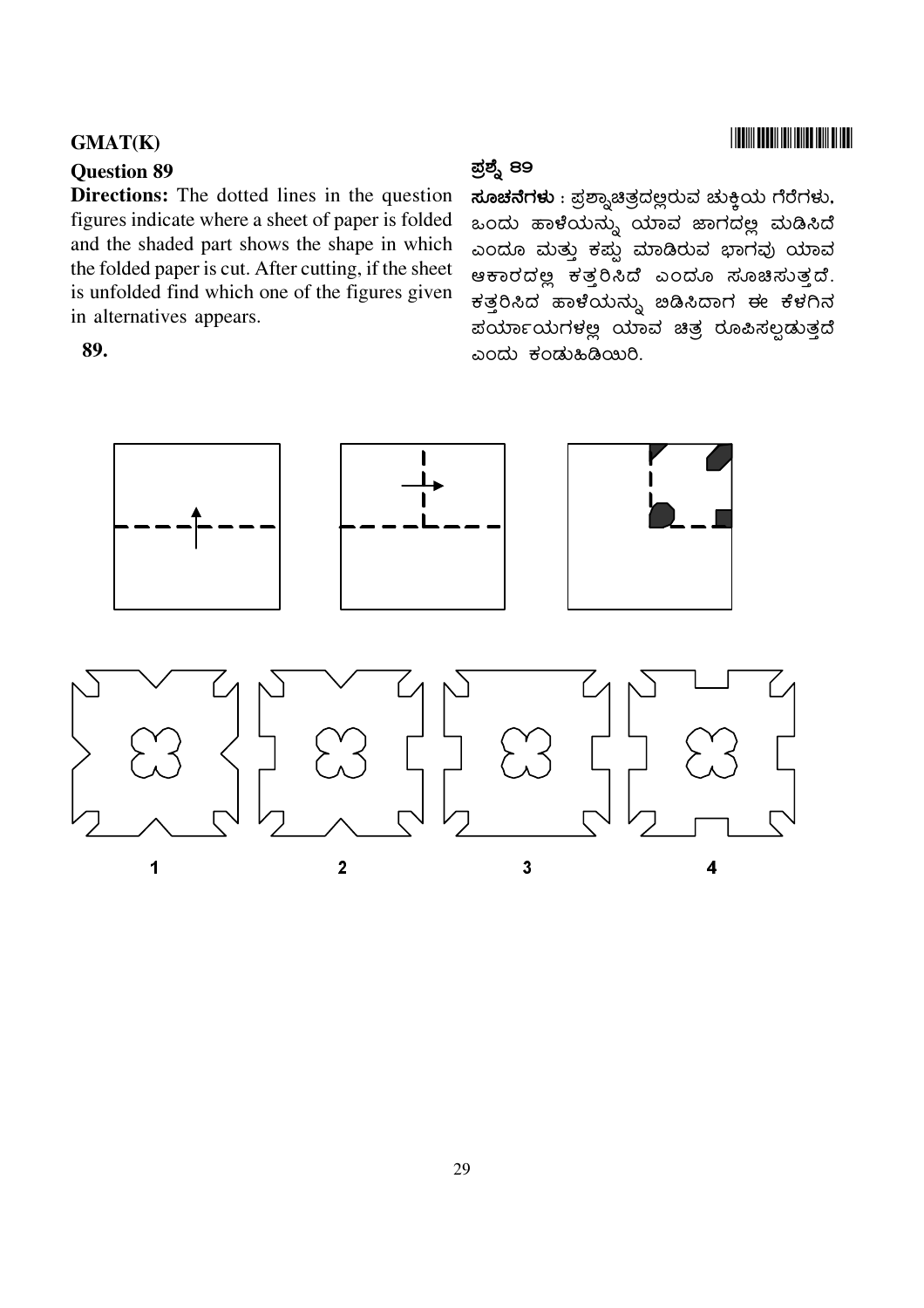**GMAT(K)**

**Question 89**

**Directions:** The dotted lines in the question figures indicate where a sheet of paper is folded and the shaded part shows the shape in which the folded paper is cut. After cutting, if the sheet is unfolded find which one of the figures given in alternatives appears.

**89.**

**ಪ್ರಶ್ನೆ 89**

**ಸೂಚನೆಗಳು** : ಪ್ರಶ್ನಾಚಿತ್ರದಲ್ಲಿರುವ ಚುಕ್ಕಿಯ ಗೆರೆಗಳು, ಒಂದು ಹಾಳೆಯನ್ನು ಯಾವ ಜಾಗದಲ್ಲಿ ಮಡಿಸಿದೆ ಎಂದೂ ಮತ್ತು ಕಪ್ಪು ಮಾಡಿರುವ ಭಾಗವು ಯಾವ ಆಕಾರದಲ್ಲಿ ಕತ್ತರಿಸಿದೆ ಎಂದೂ ಸೂಚಿಸುತ್ತದೆ. ಕತ್ತರಿಸಿದ ಹಾಳೆಯನ್ನು ಬಿಡಿಸಿದಾಗ ಈ ಕೆಳಗಿನ ಪರ್ಯಾಯಗಳಲ್ಲಿ ಯಾವ ಚಿತ್ರ ರೂಪಿಸಲ್ಪಡುತ್ತದೆ ಎಂದು ಕಂಡುಹಿಡಿಯಿರಿ.

1 2 3 4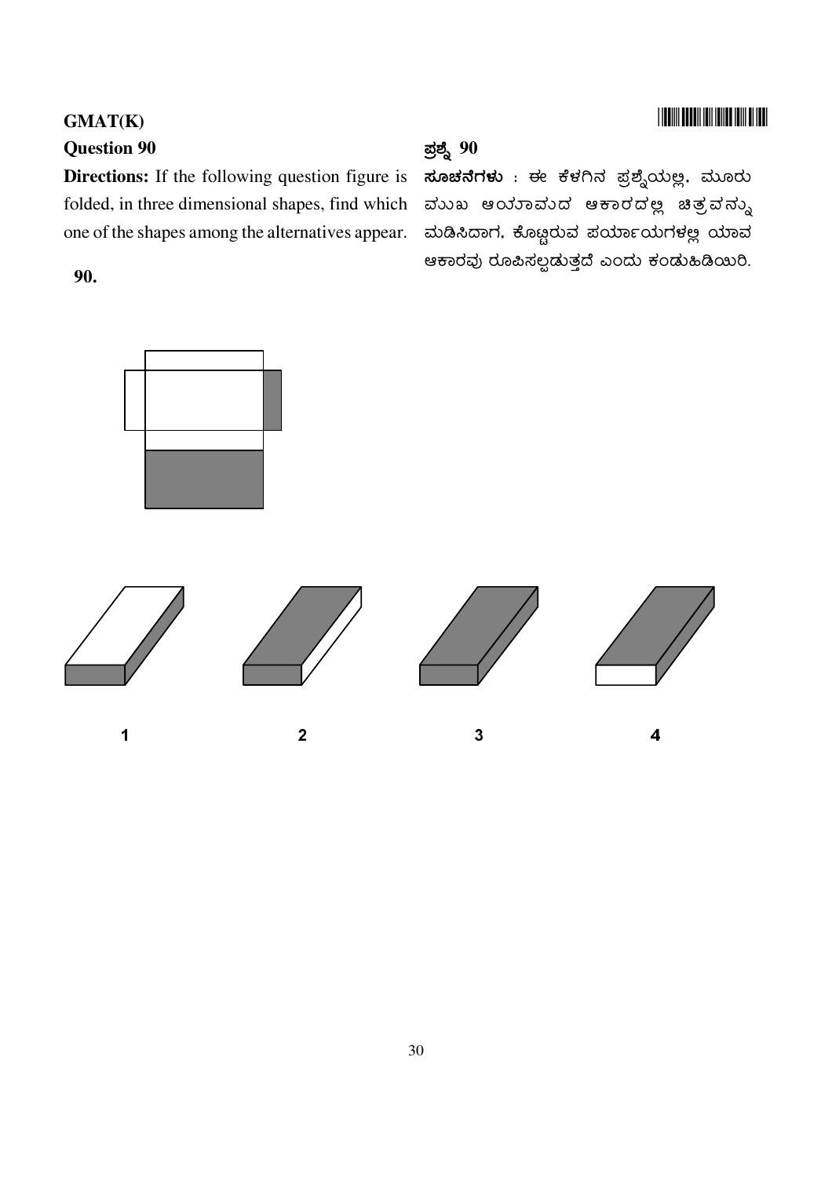**GMAT(K)**

## Question 90

**Directions:** If the following question figure is folded, in three dimensional shapes, find which one of the shapes among the alternatives appear.

## ಪ್ರಶ್ನೆ 90

**ಸೂಚನೆಗಳು** : ಈ ಕೆಳಗಿನ ಪ್ರಶ್ನೆಯಲ್ಲಿ, ಮೂರು ಮುಖ ಆಯಾಮದ ಆಕಾರದಲ್ಲಿ ಚಿತ್ರವನ್ನು ಮಡಿಸಿದಾಗ, ಕೊಟ್ಟಿರುವ ಪರ್ಯಾಯಗಳಲ್ಲಿ ಯಾವ ಆಕಾರವು ರೂಪಿಸಲ್ಪಡುತ್ತದೆ ಎಂದು ಕಂಡುಹಿಡಿಯಿರಿ.

**90.**

1 2 3 4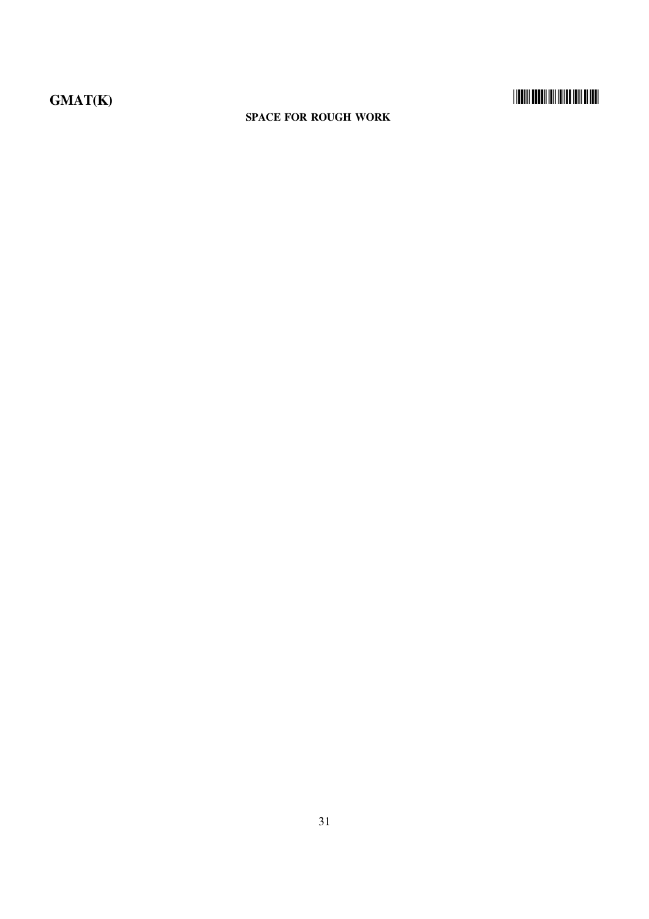**SPACE FOR ROUGH WORK**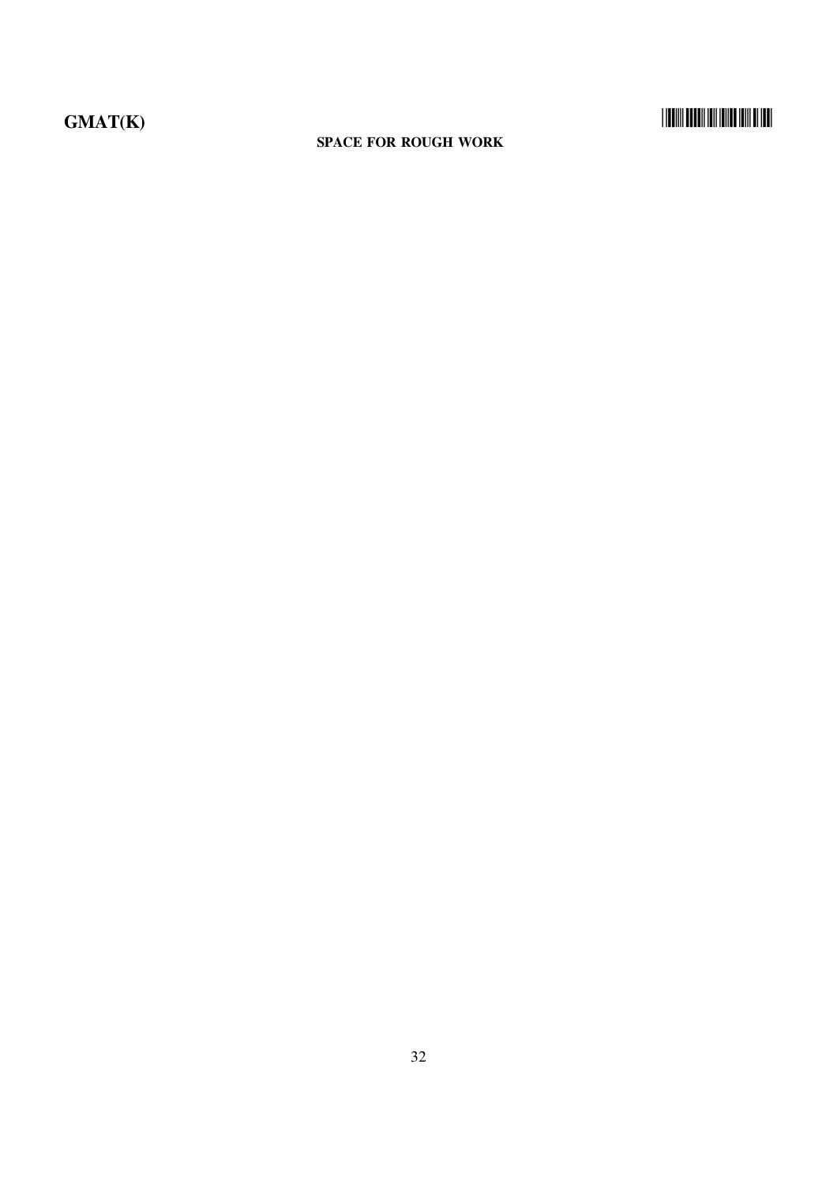**SPACE FOR ROUGH WORK**